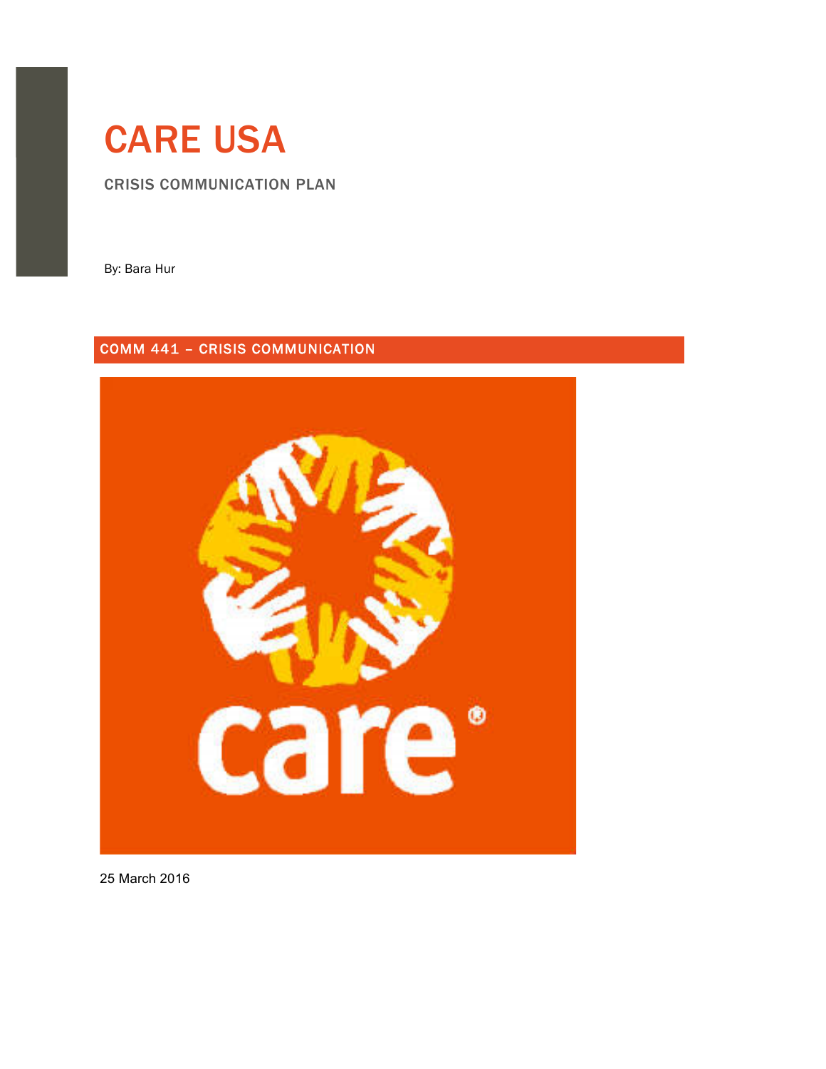# CARE USA

## CRISIS COMMUNICATION PLAN

By: Bara Hur

### COMM 441 – CRISIS COMMUNICATION

25 March 2016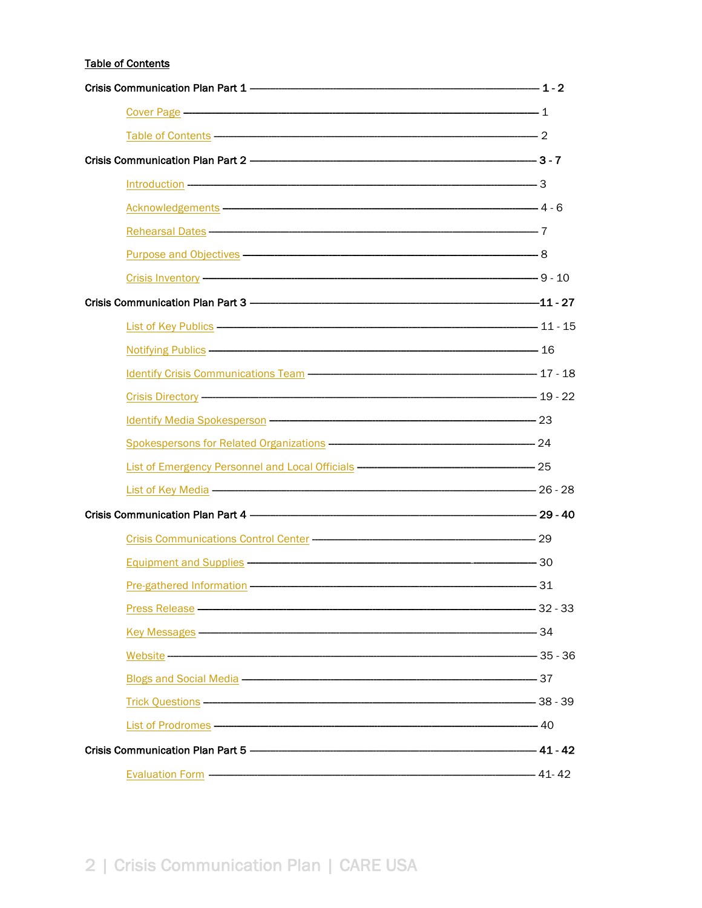# Table of Contents

**Crisis Communication Plan Part 1** — **1 - 2**

- Cover Page — 1
- Table of Contents — 2

**Crisis Communication Plan Part 2** — **3 - 7**

- Introduction — 3
- Acknowledgements — 4 - 6
- Rehearsal Dates — 7
- Purpose and Objectives — 8
- Crisis Inventory — 9 - 10

**Crisis Communication Plan Part 3** — **11 - 27**

- List of Key Publics — 11 - 15
- Notifying Publics — 16
- Identify Crisis Communications Team — 17 - 18
- Crisis Directory — 19 - 22
- Identify Media Spokesperson — 23
- Spokespersons for Related Organizations — 24
- List of Emergency Personnel and Local Officials — 25
- List of Key Media — 26 - 28

**Crisis Communication Plan Part 4** — **29 - 40**

- Crisis Communications Control Center — 29
- Equipment and Supplies — 30
- Pre-gathered Information — 31
- Press Release — 32 - 33
- Key Messages — 34
- Website — 35 - 36
- Blogs and Social Media — 37
- Trick Questions — 38 - 39
- List of Prodromes — 40

**Crisis Communication Plan Part 5** — **41 - 42**

- Evaluation Form — 41- 42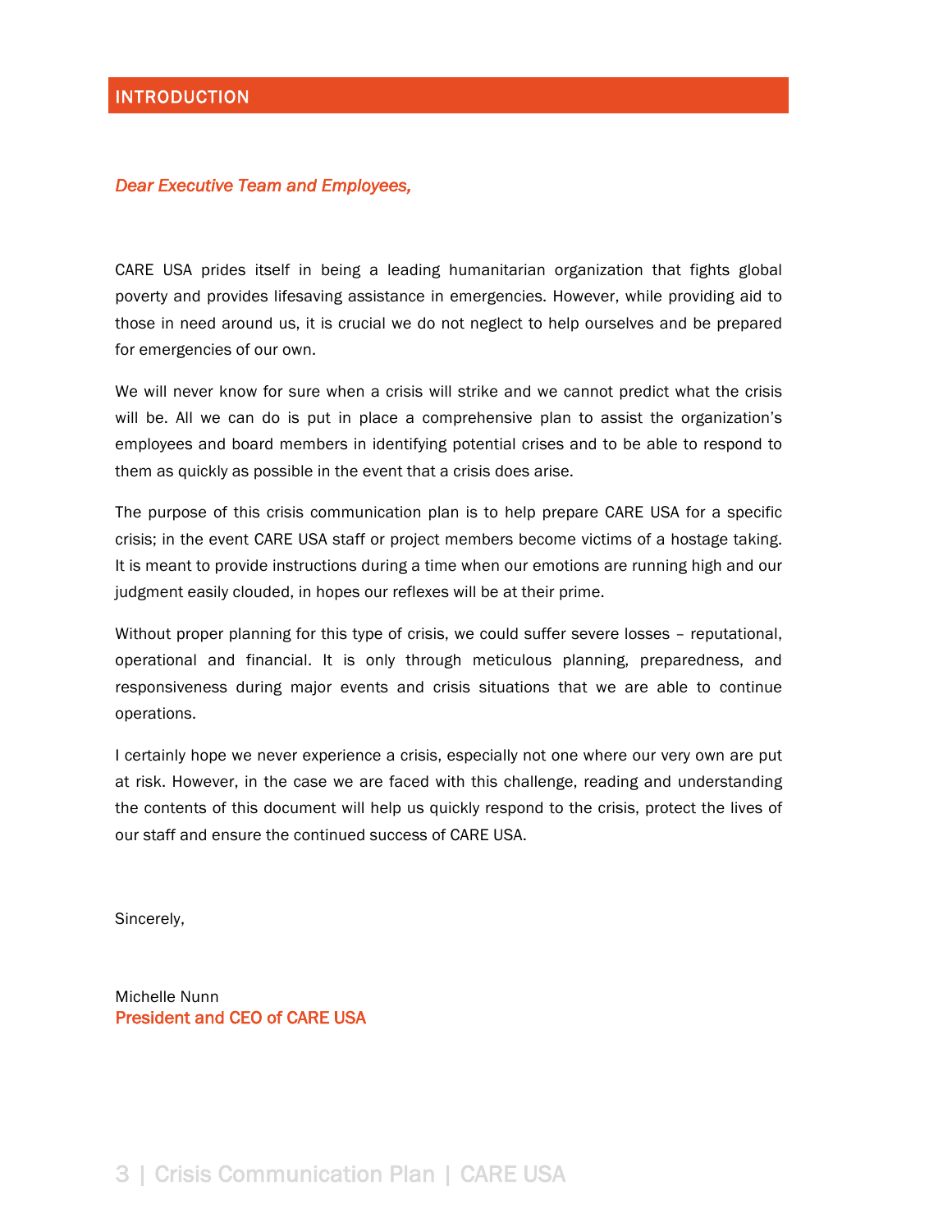## INTRODUCTION

*Dear Executive Team and Employees,*

CARE USA prides itself in being a leading humanitarian organization that fights global poverty and provides lifesaving assistance in emergencies. However, while providing aid to those in need around us, it is crucial we do not neglect to help ourselves and be prepared for emergencies of our own.

We will never know for sure when a crisis will strike and we cannot predict what the crisis will be. All we can do is put in place a comprehensive plan to assist the organization's employees and board members in identifying potential crises and to be able to respond to them as quickly as possible in the event that a crisis does arise.

The purpose of this crisis communication plan is to help prepare CARE USA for a specific crisis; in the event CARE USA staff or project members become victims of a hostage taking. It is meant to provide instructions during a time when our emotions are running high and our judgment easily clouded, in hopes our reflexes will be at their prime.

Without proper planning for this type of crisis, we could suffer severe losses – reputational, operational and financial. It is only through meticulous planning, preparedness, and responsiveness during major events and crisis situations that we are able to continue operations.

I certainly hope we never experience a crisis, especially not one where our very own are put at risk. However, in the case we are faced with this challenge, reading and understanding the contents of this document will help us quickly respond to the crisis, protect the lives of our staff and ensure the continued success of CARE USA.

Sincerely,

Michelle Nunn
**President and CEO of CARE USA**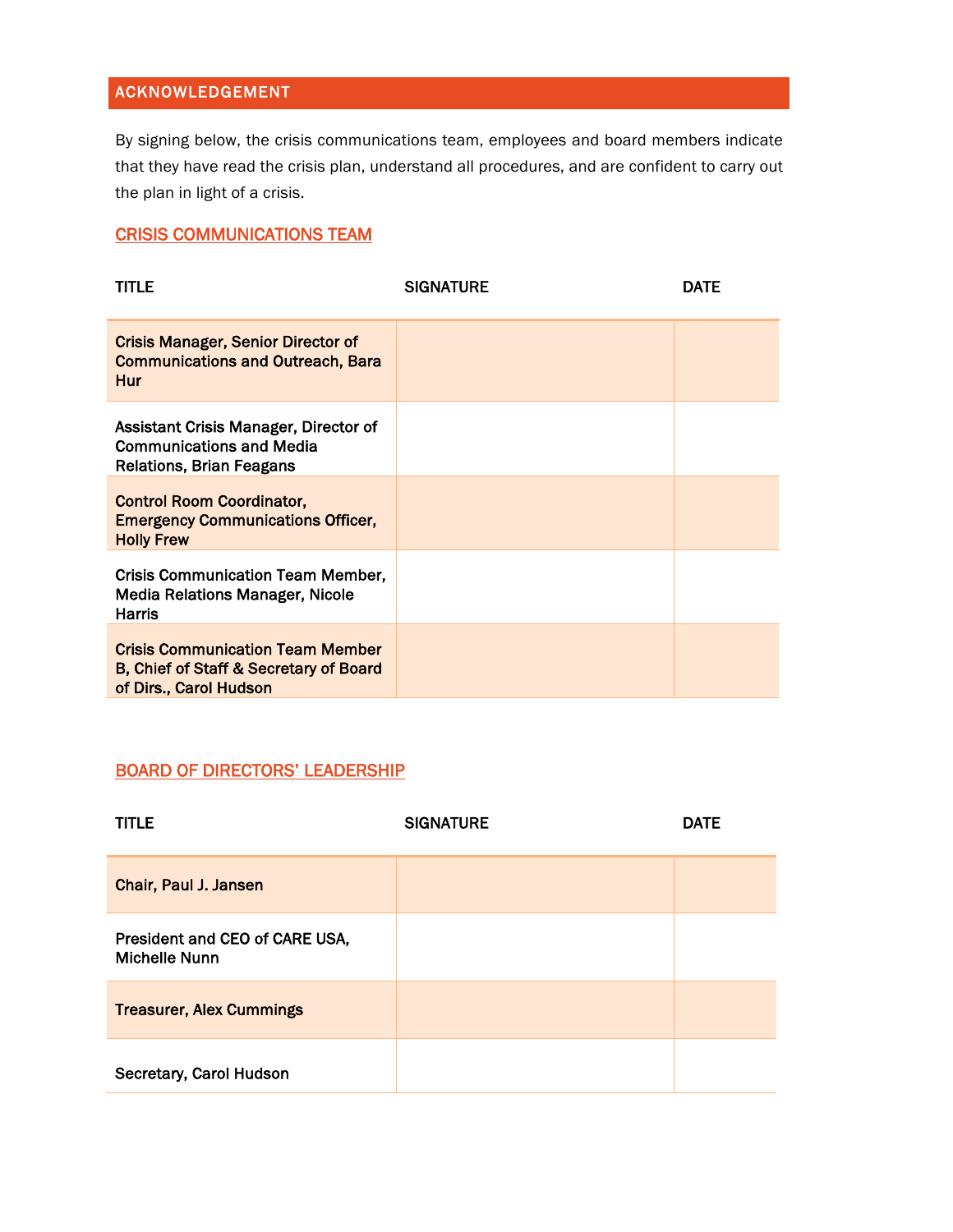## ACKNOWLEDGEMENT

By signing below, the crisis communications team, employees and board members indicate that they have read the crisis plan, understand all procedures, and are confident to carry out the plan in light of a crisis.

### CRISIS COMMUNICATIONS TEAM

| TITLE | SIGNATURE | DATE |
|---|---|---|
| Crisis Manager, Senior Director of Communications and Outreach, Bara Hur | | |
| Assistant Crisis Manager, Director of Communications and Media Relations, Brian Feagans | | |
| Control Room Coordinator, Emergency Communications Officer, Holly Frew | | |
| Crisis Communication Team Member, Media Relations Manager, Nicole Harris | | |
| Crisis Communication Team Member B, Chief of Staff & Secretary of Board of Dirs., Carol Hudson | | |

### BOARD OF DIRECTORS' LEADERSHIP

| TITLE | SIGNATURE | DATE |
|---|---|---|
| Chair, Paul J. Jansen | | |
| President and CEO of CARE USA, Michelle Nunn | | |
| Treasurer, Alex Cummings | | |
| Secretary, Carol Hudson | | |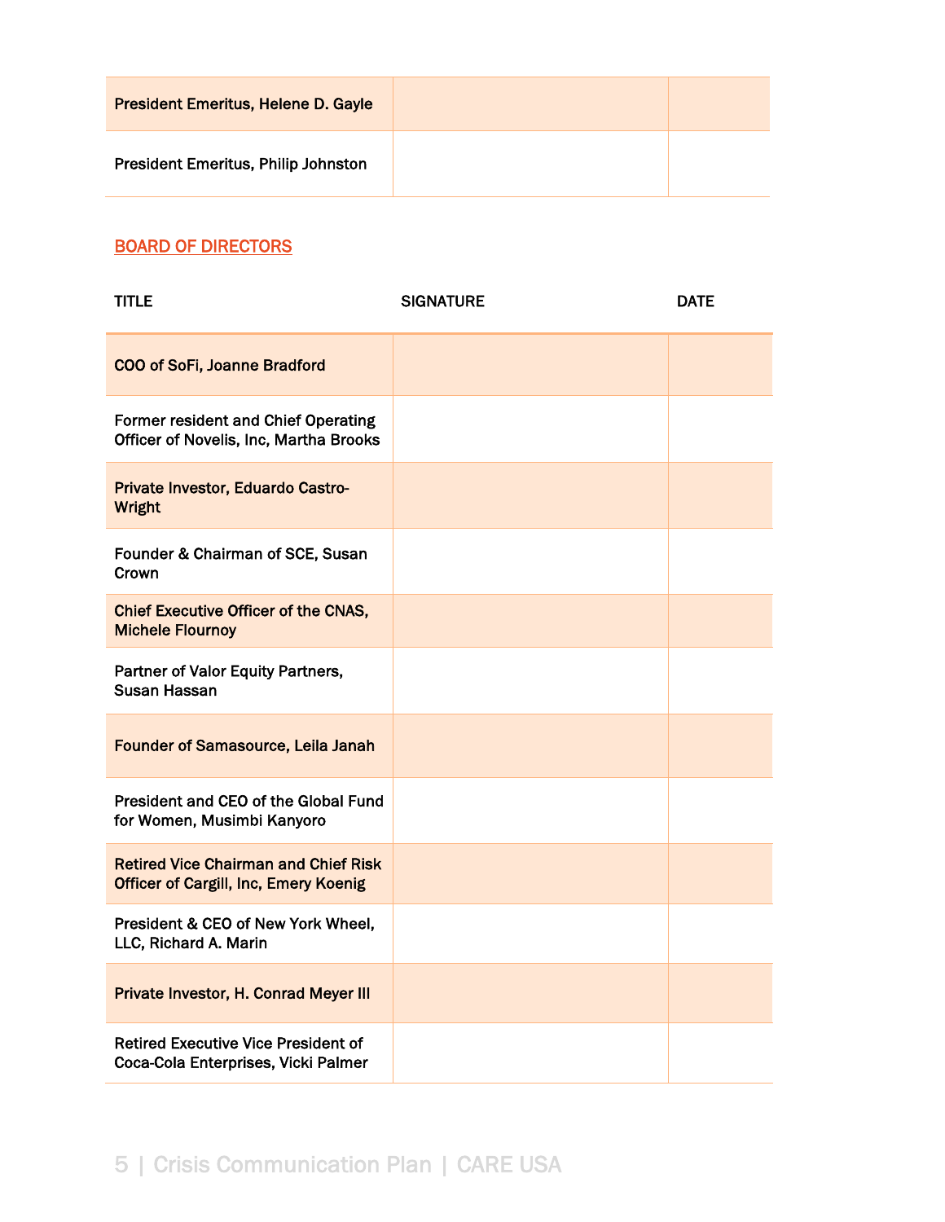| | | |
|---|---|---|
| President Emeritus, Helene D. Gayle | | |
| President Emeritus, Philip Johnston | | |

## BOARD OF DIRECTORS

| TITLE | SIGNATURE | DATE |
|---|---|---|
| COO of SoFi, Joanne Bradford | | |
| Former resident and Chief Operating Officer of Novelis, Inc, Martha Brooks | | |
| Private Investor, Eduardo Castro-Wright | | |
| Founder & Chairman of SCE, Susan Crown | | |
| Chief Executive Officer of the CNAS, Michele Flournoy | | |
| Partner of Valor Equity Partners, Susan Hassan | | |
| Founder of Samasource, Leila Janah | | |
| President and CEO of the Global Fund for Women, Musimbi Kanyoro | | |
| Retired Vice Chairman and Chief Risk Officer of Cargill, Inc, Emery Koenig | | |
| President & CEO of New York Wheel, LLC, Richard A. Marin | | |
| Private Investor, H. Conrad Meyer III | | |
| Retired Executive Vice President of Coca-Cola Enterprises, Vicki Palmer | | |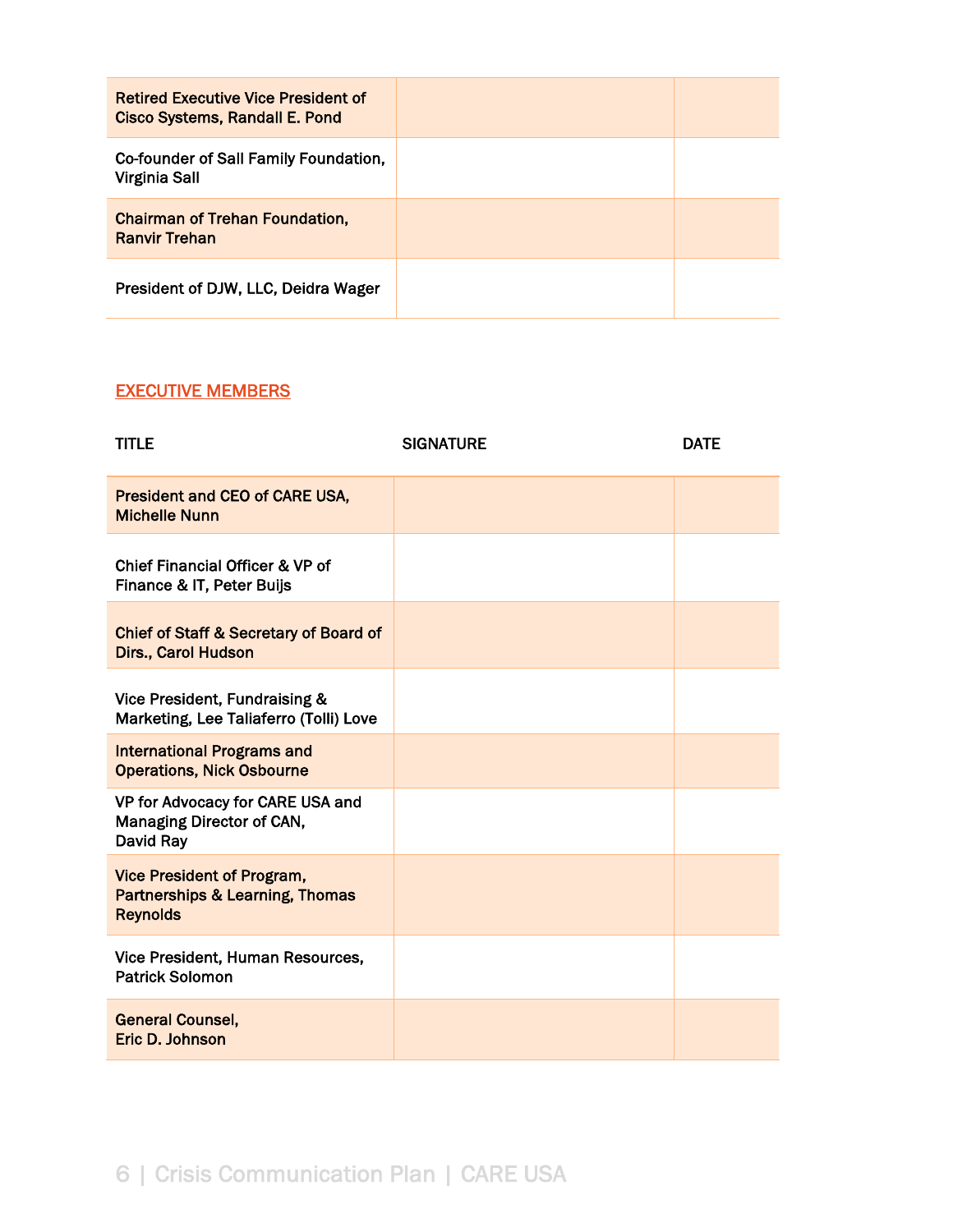| | | |
|---|---|---|
| Retired Executive Vice President of Cisco Systems, Randall E. Pond | | |
| Co-founder of Sall Family Foundation, Virginia Sall | | |
| Chairman of Trehan Foundation, Ranvir Trehan | | |
| President of DJW, LLC, Deidra Wager | | |

## EXECUTIVE MEMBERS

| TITLE | SIGNATURE | DATE |
|---|---|---|
| President and CEO of CARE USA, Michelle Nunn | | |
| Chief Financial Officer & VP of Finance & IT, Peter Buijs | | |
| Chief of Staff & Secretary of Board of Dirs., Carol Hudson | | |
| Vice President, Fundraising & Marketing, Lee Taliaferro (Tolli) Love | | |
| International Programs and Operations, Nick Osbourne | | |
| VP for Advocacy for CARE USA and Managing Director of CAN, David Ray | | |
| Vice President of Program, Partnerships & Learning, Thomas Reynolds | | |
| Vice President, Human Resources, Patrick Solomon | | |
| General Counsel, Eric D. Johnson | | |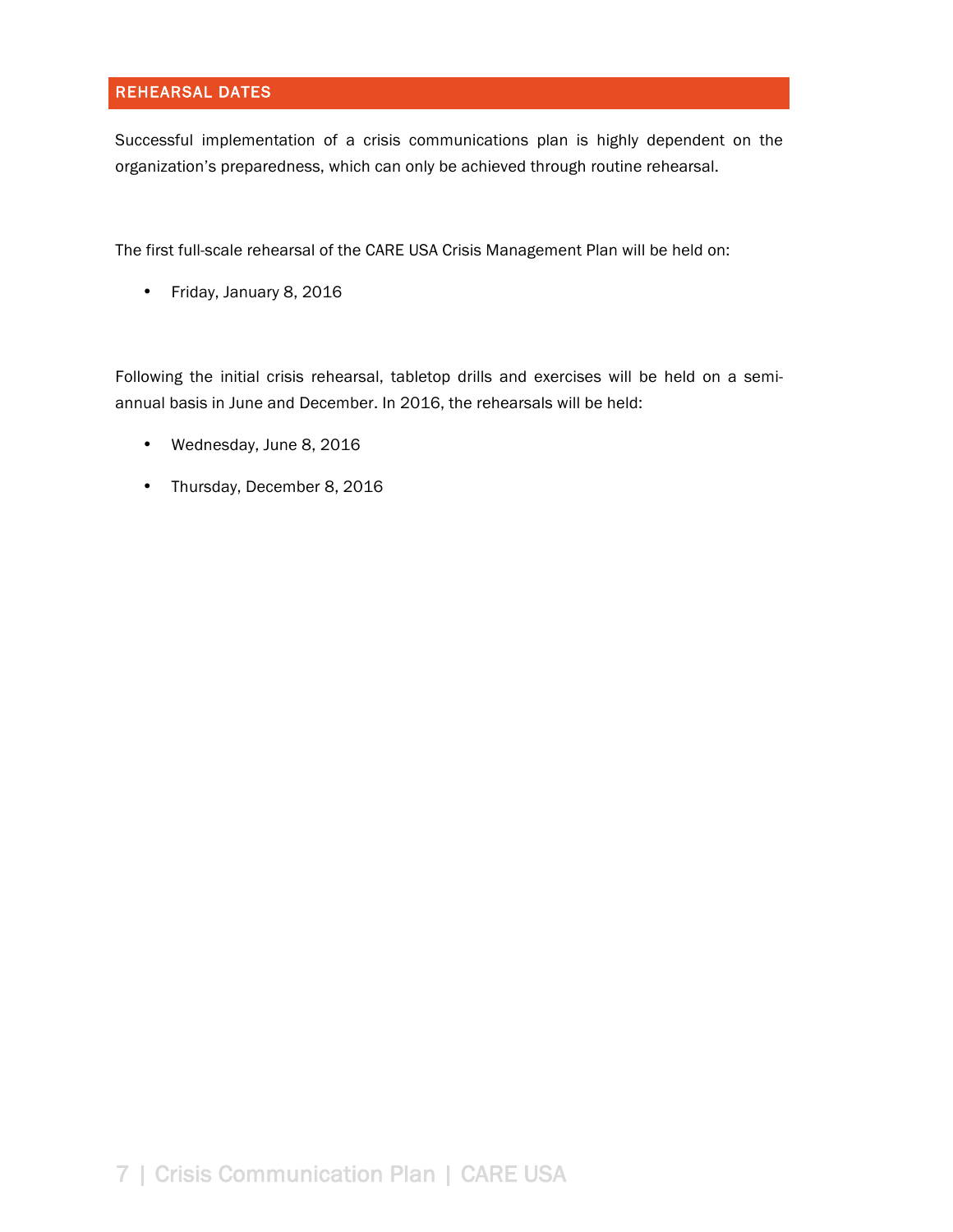## REHEARSAL DATES

Successful implementation of a crisis communications plan is highly dependent on the organization's preparedness, which can only be achieved through routine rehearsal.

The first full-scale rehearsal of the CARE USA Crisis Management Plan will be held on:

- Friday, January 8, 2016

Following the initial crisis rehearsal, tabletop drills and exercises will be held on a semi-annual basis in June and December. In 2016, the rehearsals will be held:

- Wednesday, June 8, 2016
- Thursday, December 8, 2016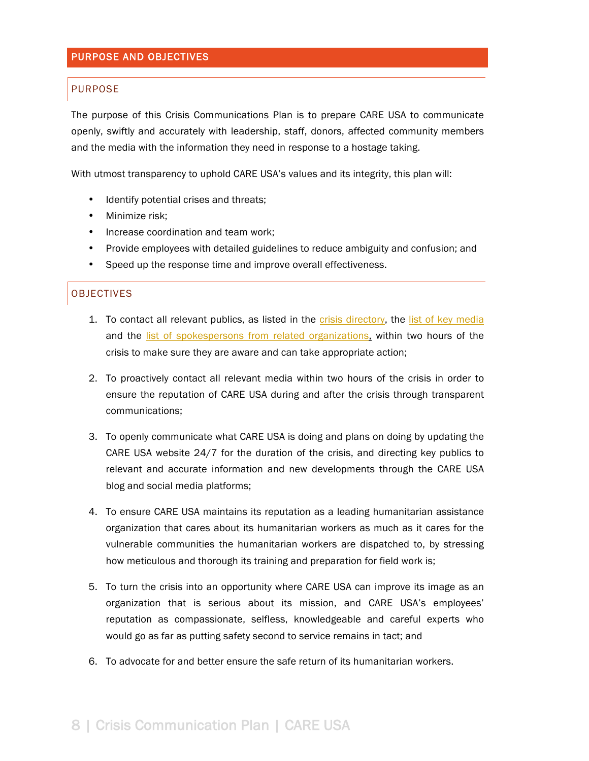## PURPOSE AND OBJECTIVES

### PURPOSE

The purpose of this Crisis Communications Plan is to prepare CARE USA to communicate openly, swiftly and accurately with leadership, staff, donors, affected community members and the media with the information they need in response to a hostage taking.

With utmost transparency to uphold CARE USA's values and its integrity, this plan will:

- Identify potential crises and threats;
- Minimize risk;
- Increase coordination and team work;
- Provide employees with detailed guidelines to reduce ambiguity and confusion; and
- Speed up the response time and improve overall effectiveness.

### OBJECTIVES

1. To contact all relevant publics, as listed in the crisis directory, the list of key media and the list of spokespersons from related organizations, within two hours of the crisis to make sure they are aware and can take appropriate action;

2. To proactively contact all relevant media within two hours of the crisis in order to ensure the reputation of CARE USA during and after the crisis through transparent communications;

3. To openly communicate what CARE USA is doing and plans on doing by updating the CARE USA website 24/7 for the duration of the crisis, and directing key publics to relevant and accurate information and new developments through the CARE USA blog and social media platforms;

4. To ensure CARE USA maintains its reputation as a leading humanitarian assistance organization that cares about its humanitarian workers as much as it cares for the vulnerable communities the humanitarian workers are dispatched to, by stressing how meticulous and thorough its training and preparation for field work is;

5. To turn the crisis into an opportunity where CARE USA can improve its image as an organization that is serious about its mission, and CARE USA's employees' reputation as compassionate, selfless, knowledgeable and careful experts who would go as far as putting safety second to service remains in tact; and

6. To advocate for and better ensure the safe return of its humanitarian workers.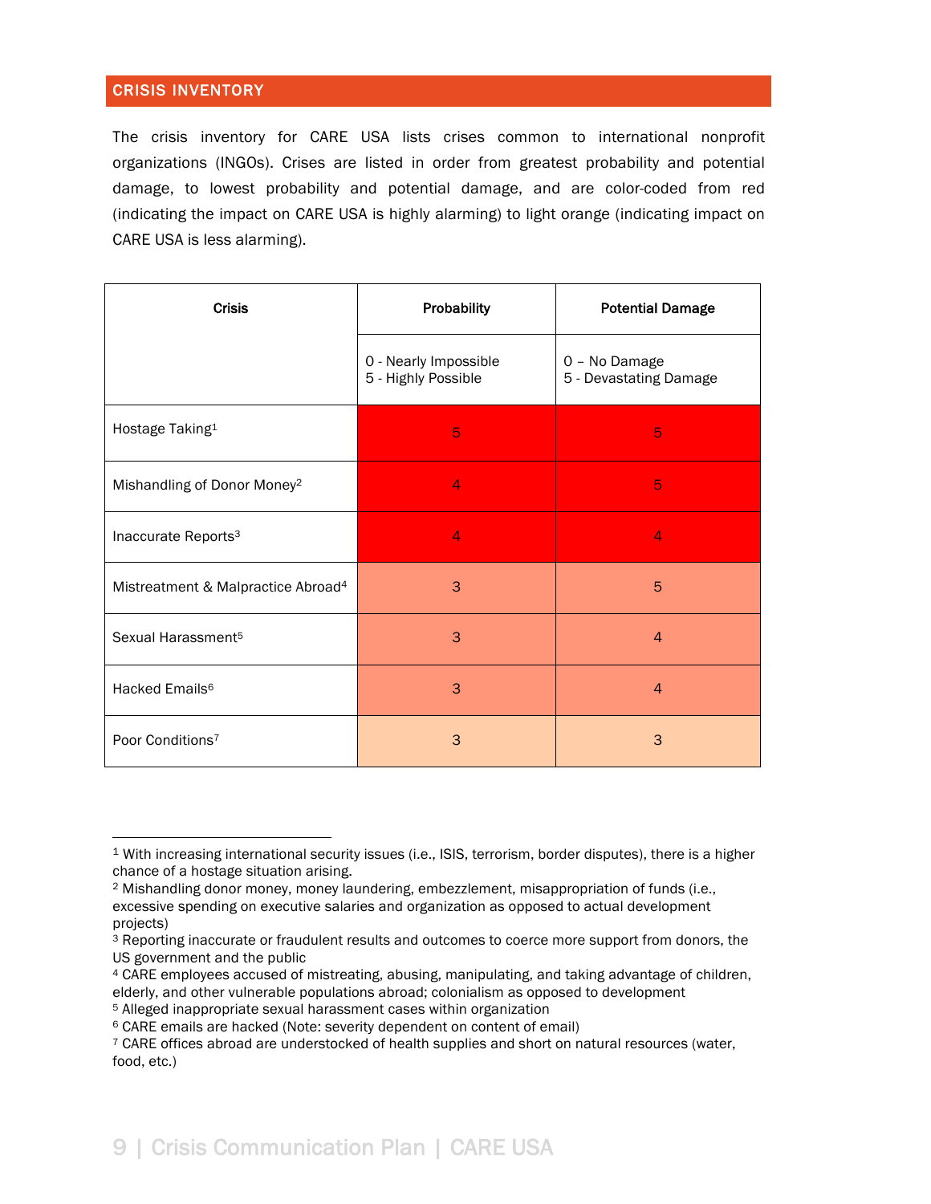## CRISIS INVENTORY

The crisis inventory for CARE USA lists crises common to international nonprofit organizations (INGOs). Crises are listed in order from greatest probability and potential damage, to lowest probability and potential damage, and are color-coded from red (indicating the impact on CARE USA is highly alarming) to light orange (indicating impact on CARE USA is less alarming).

| Crisis | Probability | Potential Damage |
|---|---|---|
| | 0 - Nearly Impossible<br>5 - Highly Possible | 0 – No Damage<br>5 - Devastating Damage |
| Hostage Taking[1] | 5 | 5 |
| Mishandling of Donor Money[2] | 4 | 5 |
| Inaccurate Reports[3] | 4 | 4 |
| Mistreatment & Malpractice Abroad[4] | 3 | 5 |
| Sexual Harassment[5] | 3 | 4 |
| Hacked Emails[6] | 3 | 4 |
| Poor Conditions[7] | 3 | 3 |

[1] With increasing international security issues (i.e., ISIS, terrorism, border disputes), there is a higher chance of a hostage situation arising.

[2] Mishandling donor money, money laundering, embezzlement, misappropriation of funds (i.e., excessive spending on executive salaries and organization as opposed to actual development projects)

[3] Reporting inaccurate or fraudulent results and outcomes to coerce more support from donors, the US government and the public

[4] CARE employees accused of mistreating, abusing, manipulating, and taking advantage of children, elderly, and other vulnerable populations abroad; colonialism as opposed to development

[5] Alleged inappropriate sexual harassment cases within organization

[6] CARE emails are hacked (Note: severity dependent on content of email)

[7] CARE offices abroad are understocked of health supplies and short on natural resources (water, food, etc.)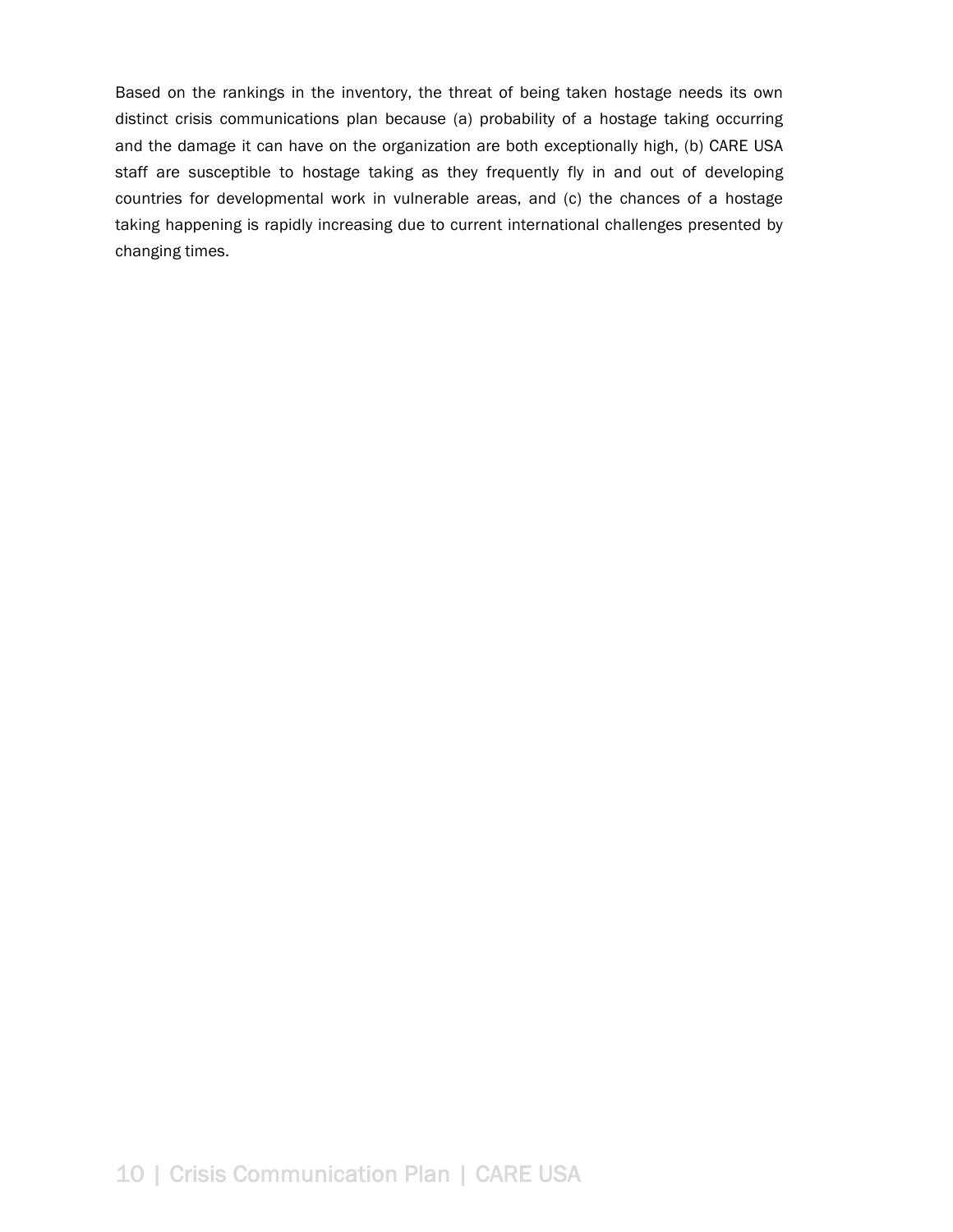Based on the rankings in the inventory, the threat of being taken hostage needs its own distinct crisis communications plan because (a) probability of a hostage taking occurring and the damage it can have on the organization are both exceptionally high, (b) CARE USA staff are susceptible to hostage taking as they frequently fly in and out of developing countries for developmental work in vulnerable areas, and (c) the chances of a hostage taking happening is rapidly increasing due to current international challenges presented by changing times.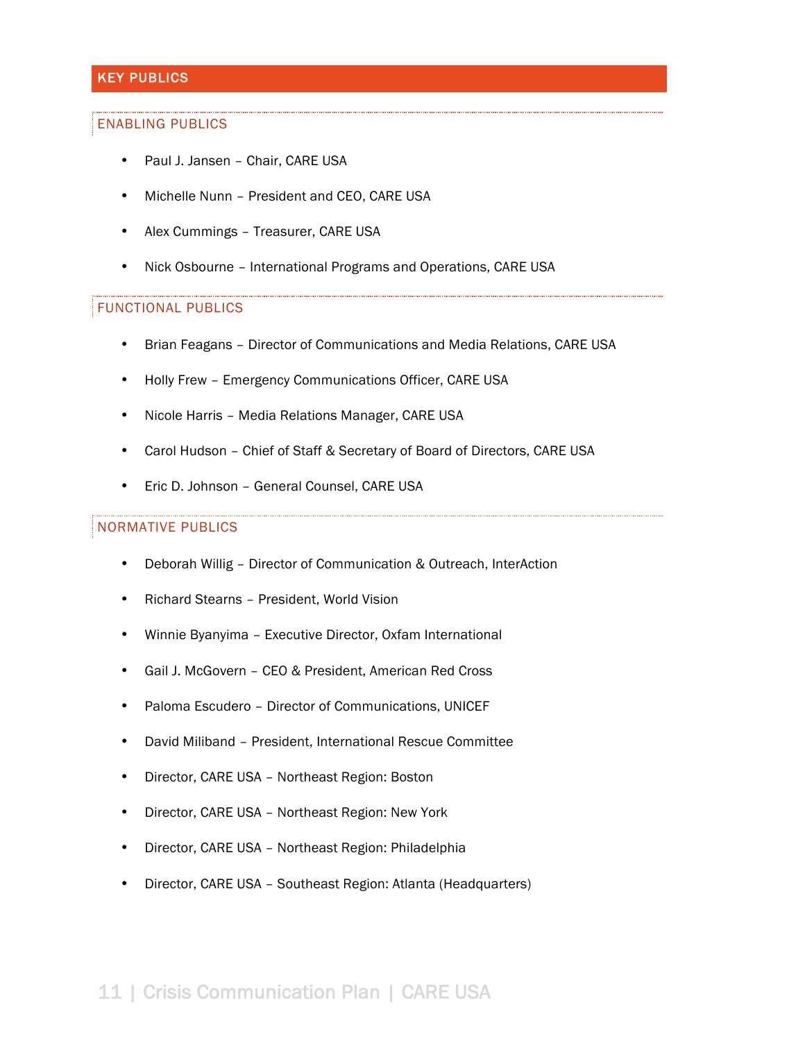## KEY PUBLICS

### ENABLING PUBLICS

- Paul J. Jansen – Chair, CARE USA
- Michelle Nunn – President and CEO, CARE USA
- Alex Cummings – Treasurer, CARE USA
- Nick Osbourne – International Programs and Operations, CARE USA

### FUNCTIONAL PUBLICS

- Brian Feagans – Director of Communications and Media Relations, CARE USA
- Holly Frew – Emergency Communications Officer, CARE USA
- Nicole Harris – Media Relations Manager, CARE USA
- Carol Hudson – Chief of Staff & Secretary of Board of Directors, CARE USA
- Eric D. Johnson – General Counsel, CARE USA

### NORMATIVE PUBLICS

- Deborah Willig – Director of Communication & Outreach, InterAction
- Richard Stearns – President, World Vision
- Winnie Byanyima – Executive Director, Oxfam International
- Gail J. McGovern – CEO & President, American Red Cross
- Paloma Escudero – Director of Communications, UNICEF
- David Miliband – President, International Rescue Committee
- Director, CARE USA – Northeast Region: Boston
- Director, CARE USA – Northeast Region: New York
- Director, CARE USA – Northeast Region: Philadelphia
- Director, CARE USA – Southeast Region: Atlanta (Headquarters)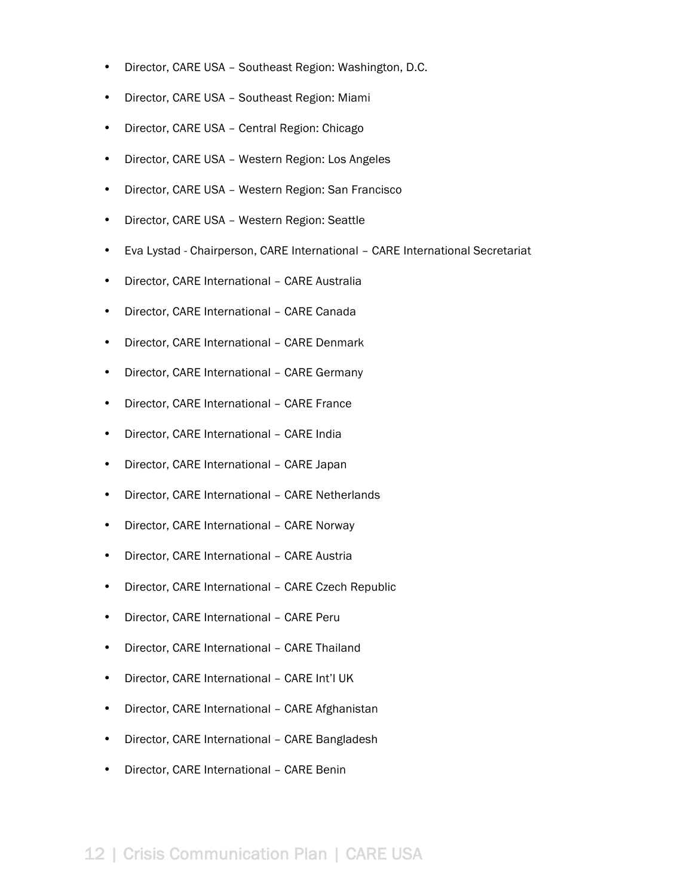- Director, CARE USA – Southeast Region: Washington, D.C.
- Director, CARE USA – Southeast Region: Miami
- Director, CARE USA – Central Region: Chicago
- Director, CARE USA – Western Region: Los Angeles
- Director, CARE USA – Western Region: San Francisco
- Director, CARE USA – Western Region: Seattle
- Eva Lystad - Chairperson, CARE International – CARE International Secretariat
- Director, CARE International – CARE Australia
- Director, CARE International – CARE Canada
- Director, CARE International – CARE Denmark
- Director, CARE International – CARE Germany
- Director, CARE International – CARE France
- Director, CARE International – CARE India
- Director, CARE International – CARE Japan
- Director, CARE International – CARE Netherlands
- Director, CARE International – CARE Norway
- Director, CARE International – CARE Austria
- Director, CARE International – CARE Czech Republic
- Director, CARE International – CARE Peru
- Director, CARE International – CARE Thailand
- Director, CARE International – CARE Int'l UK
- Director, CARE International – CARE Afghanistan
- Director, CARE International – CARE Bangladesh
- Director, CARE International – CARE Benin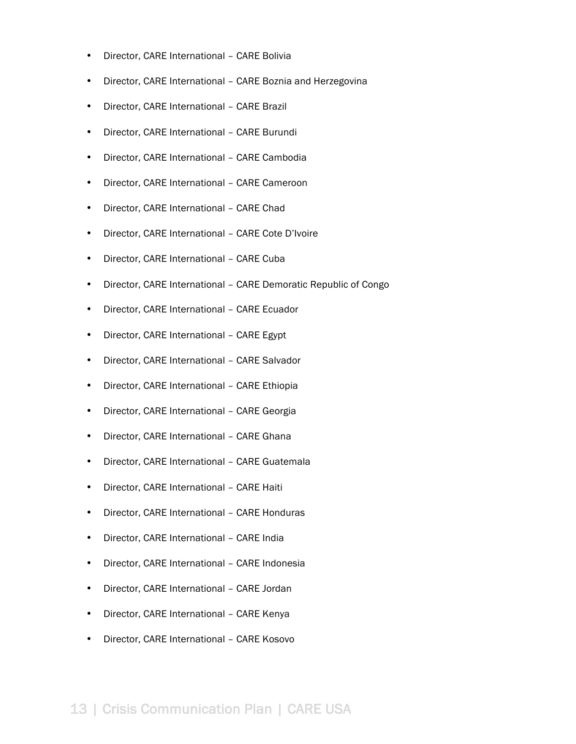- Director, CARE International – CARE Bolivia
- Director, CARE International – CARE Boznia and Herzegovina
- Director, CARE International – CARE Brazil
- Director, CARE International – CARE Burundi
- Director, CARE International – CARE Cambodia
- Director, CARE International – CARE Cameroon
- Director, CARE International – CARE Chad
- Director, CARE International – CARE Cote D'Ivoire
- Director, CARE International – CARE Cuba
- Director, CARE International – CARE Demoratic Republic of Congo
- Director, CARE International – CARE Ecuador
- Director, CARE International – CARE Egypt
- Director, CARE International – CARE Salvador
- Director, CARE International – CARE Ethiopia
- Director, CARE International – CARE Georgia
- Director, CARE International – CARE Ghana
- Director, CARE International – CARE Guatemala
- Director, CARE International – CARE Haiti
- Director, CARE International – CARE Honduras
- Director, CARE International – CARE India
- Director, CARE International – CARE Indonesia
- Director, CARE International – CARE Jordan
- Director, CARE International – CARE Kenya
- Director, CARE International – CARE Kosovo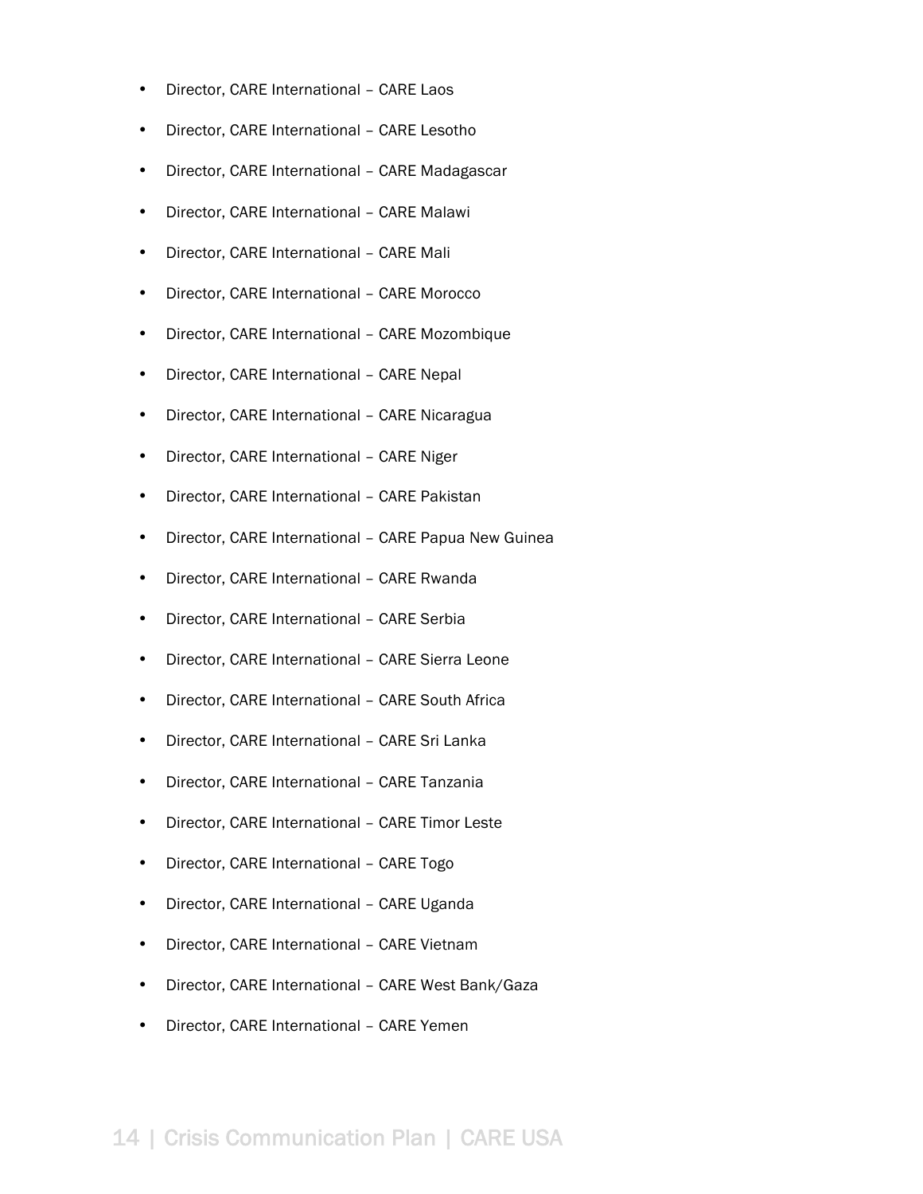- Director, CARE International – CARE Laos
- Director, CARE International – CARE Lesotho
- Director, CARE International – CARE Madagascar
- Director, CARE International – CARE Malawi
- Director, CARE International – CARE Mali
- Director, CARE International – CARE Morocco
- Director, CARE International – CARE Mozombique
- Director, CARE International – CARE Nepal
- Director, CARE International – CARE Nicaragua
- Director, CARE International – CARE Niger
- Director, CARE International – CARE Pakistan
- Director, CARE International – CARE Papua New Guinea
- Director, CARE International – CARE Rwanda
- Director, CARE International – CARE Serbia
- Director, CARE International – CARE Sierra Leone
- Director, CARE International – CARE South Africa
- Director, CARE International – CARE Sri Lanka
- Director, CARE International – CARE Tanzania
- Director, CARE International – CARE Timor Leste
- Director, CARE International – CARE Togo
- Director, CARE International – CARE Uganda
- Director, CARE International – CARE Vietnam
- Director, CARE International – CARE West Bank/Gaza
- Director, CARE International – CARE Yemen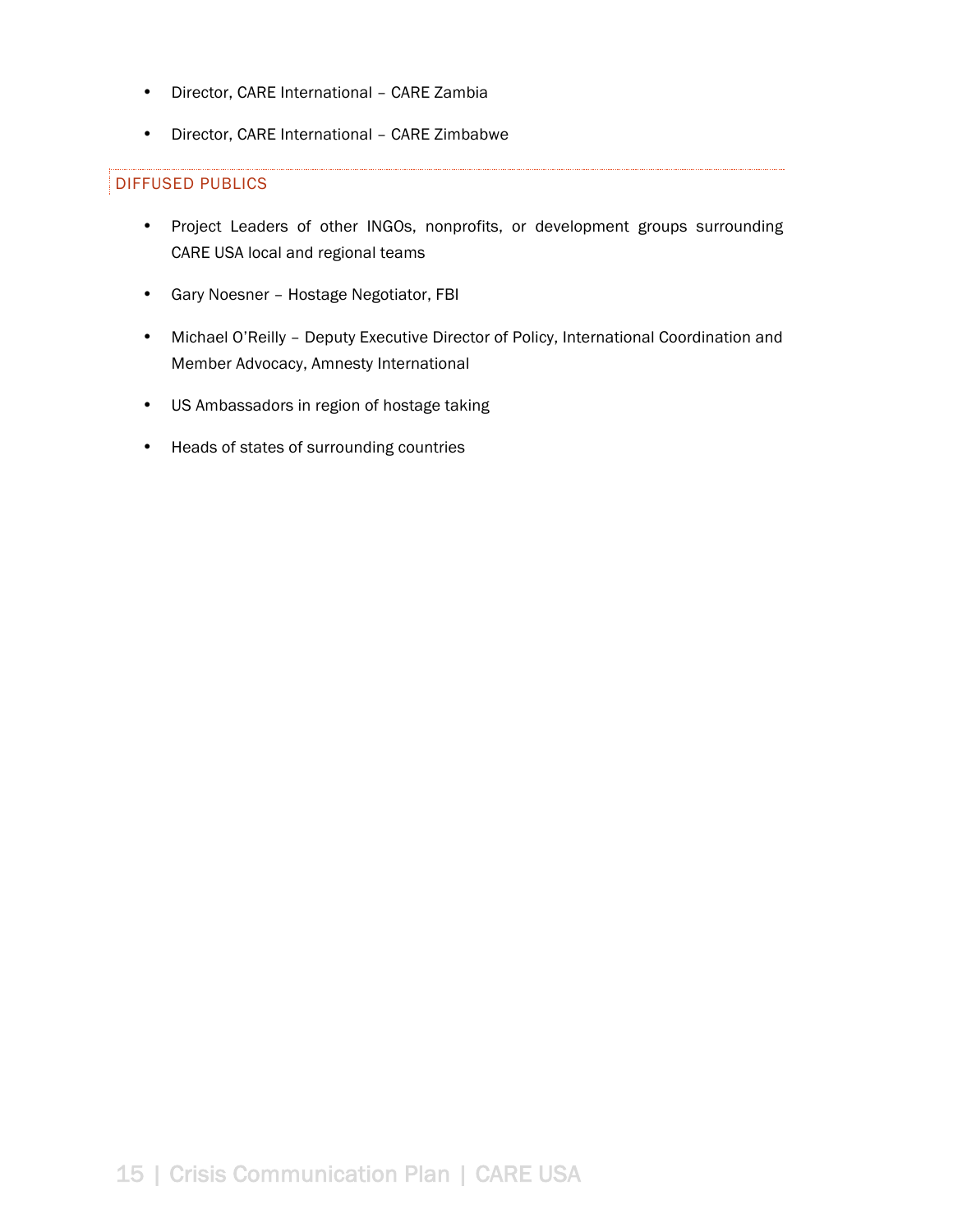- Director, CARE International – CARE Zambia
- Director, CARE International – CARE Zimbabwe

## DIFFUSED PUBLICS

- Project Leaders of other INGOs, nonprofits, or development groups surrounding CARE USA local and regional teams
- Gary Noesner – Hostage Negotiator, FBI
- Michael O'Reilly – Deputy Executive Director of Policy, International Coordination and Member Advocacy, Amnesty International
- US Ambassadors in region of hostage taking
- Heads of states of surrounding countries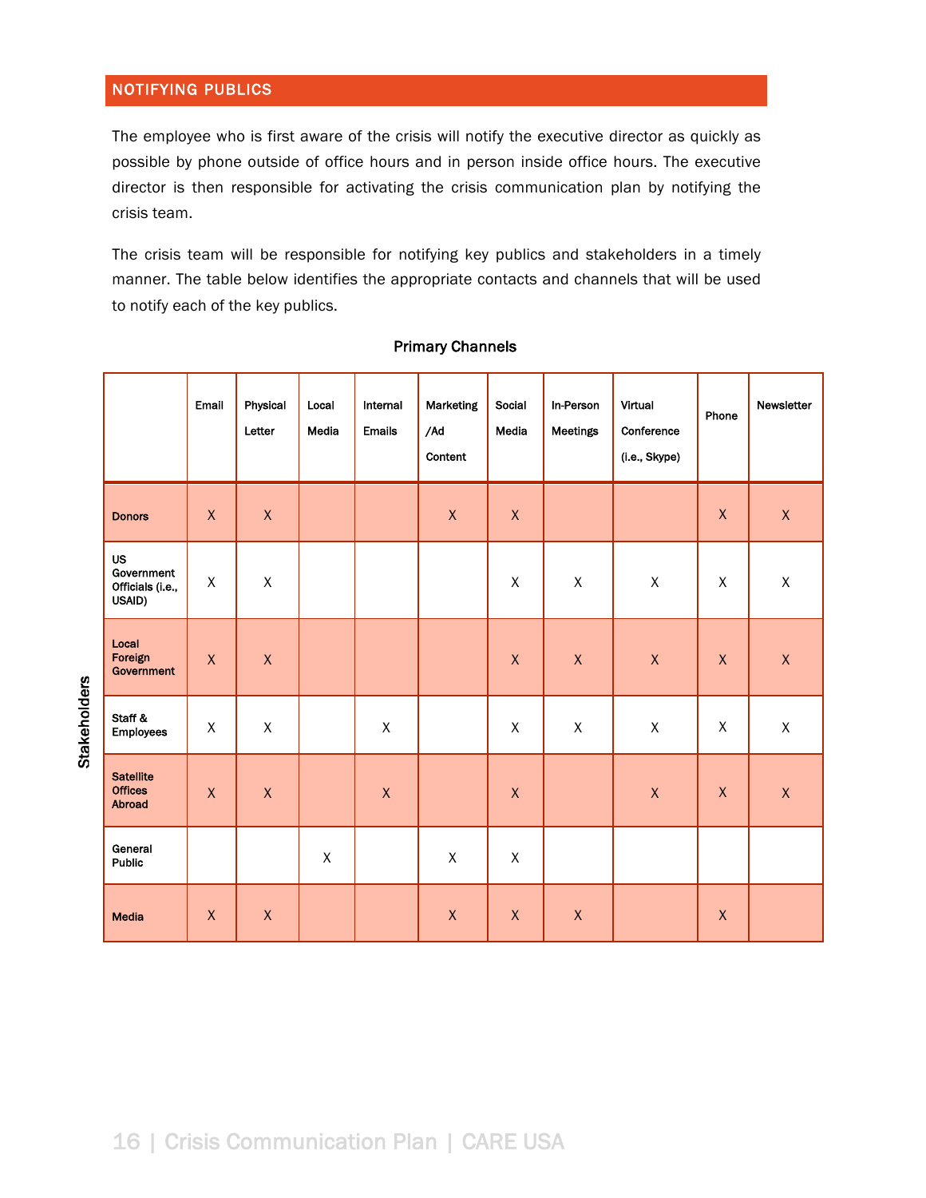## NOTIFYING PUBLICS

The employee who is first aware of the crisis will notify the executive director as quickly as possible by phone outside of office hours and in person inside office hours. The executive director is then responsible for activating the crisis communication plan by notifying the crisis team.

The crisis team will be responsible for notifying key publics and stakeholders in a timely manner. The table below identifies the appropriate contacts and channels that will be used to notify each of the key publics.

**Primary Channels**

| Stakeholders | Email | Physical Letter | Local Media | Internal Emails | Marketing /Ad Content | Social Media | In-Person Meetings | Virtual Conference (i.e., Skype) | Phone | Newsletter |
|---|---|---|---|---|---|---|---|---|---|---|
| Donors | X | X | | | X | X | | | X | X |
| US Government Officials (i.e., USAID) | X | X | | | | X | X | X | X | X |
| Local Foreign Government | X | X | | | | X | X | X | X | X |
| Staff & Employees | X | X | | X | | X | X | X | X | X |
| Satellite Offices Abroad | X | X | | X | | X | | X | X | X |
| General Public | | | X | | X | X | | | | |
| Media | X | X | | | X | X | X | | X | |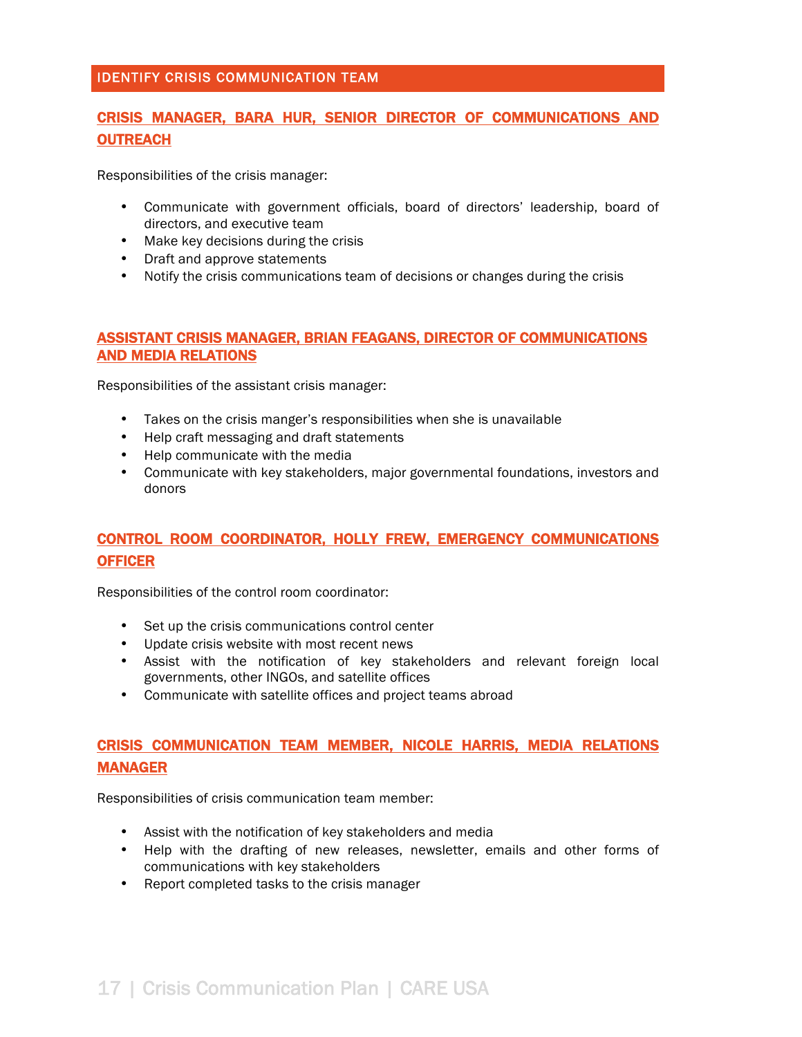## IDENTIFY CRISIS COMMUNICATION TEAM

### CRISIS MANAGER, BARA HUR, SENIOR DIRECTOR OF COMMUNICATIONS AND OUTREACH

Responsibilities of the crisis manager:

- Communicate with government officials, board of directors' leadership, board of directors, and executive team
- Make key decisions during the crisis
- Draft and approve statements
- Notify the crisis communications team of decisions or changes during the crisis

### ASSISTANT CRISIS MANAGER, BRIAN FEAGANS, DIRECTOR OF COMMUNICATIONS AND MEDIA RELATIONS

Responsibilities of the assistant crisis manager:

- Takes on the crisis manger's responsibilities when she is unavailable
- Help craft messaging and draft statements
- Help communicate with the media
- Communicate with key stakeholders, major governmental foundations, investors and donors

### CONTROL ROOM COORDINATOR, HOLLY FREW, EMERGENCY COMMUNICATIONS OFFICER

Responsibilities of the control room coordinator:

- Set up the crisis communications control center
- Update crisis website with most recent news
- Assist with the notification of key stakeholders and relevant foreign local governments, other INGOs, and satellite offices
- Communicate with satellite offices and project teams abroad

### CRISIS COMMUNICATION TEAM MEMBER, NICOLE HARRIS, MEDIA RELATIONS MANAGER

Responsibilities of crisis communication team member:

- Assist with the notification of key stakeholders and media
- Help with the drafting of new releases, newsletter, emails and other forms of communications with key stakeholders
- Report completed tasks to the crisis manager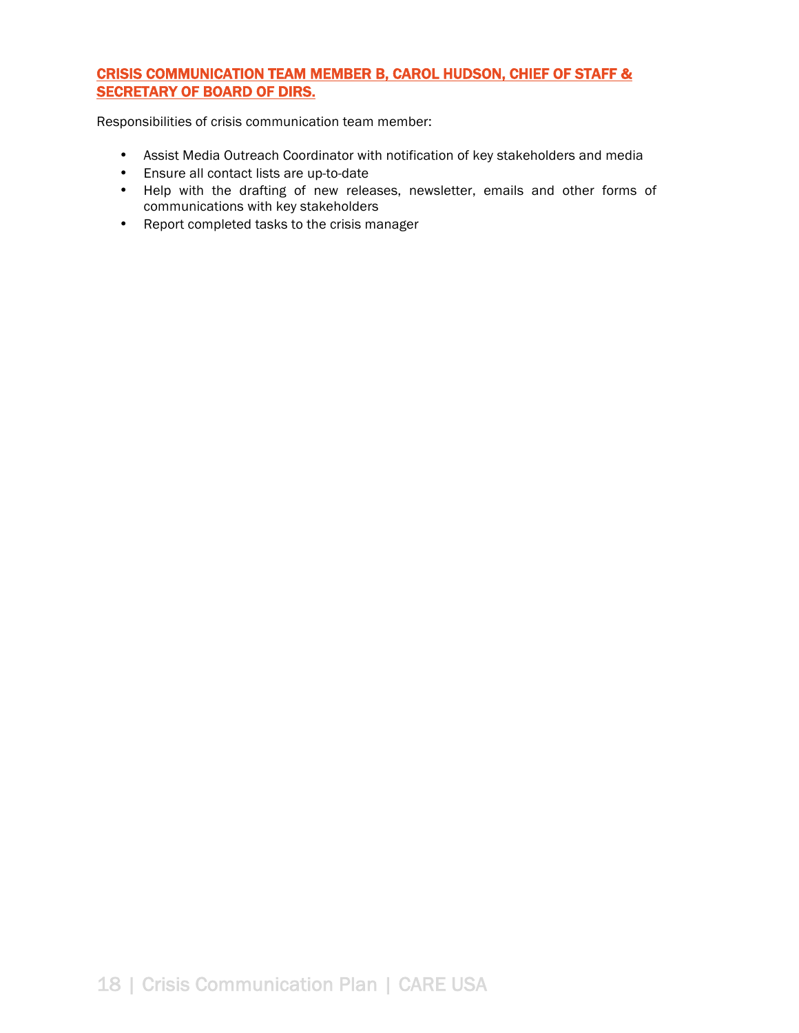## CRISIS COMMUNICATION TEAM MEMBER B, CAROL HUDSON, CHIEF OF STAFF & SECRETARY OF BOARD OF DIRS.

Responsibilities of crisis communication team member:

- Assist Media Outreach Coordinator with notification of key stakeholders and media
- Ensure all contact lists are up-to-date
- Help with the drafting of new releases, newsletter, emails and other forms of communications with key stakeholders
- Report completed tasks to the crisis manager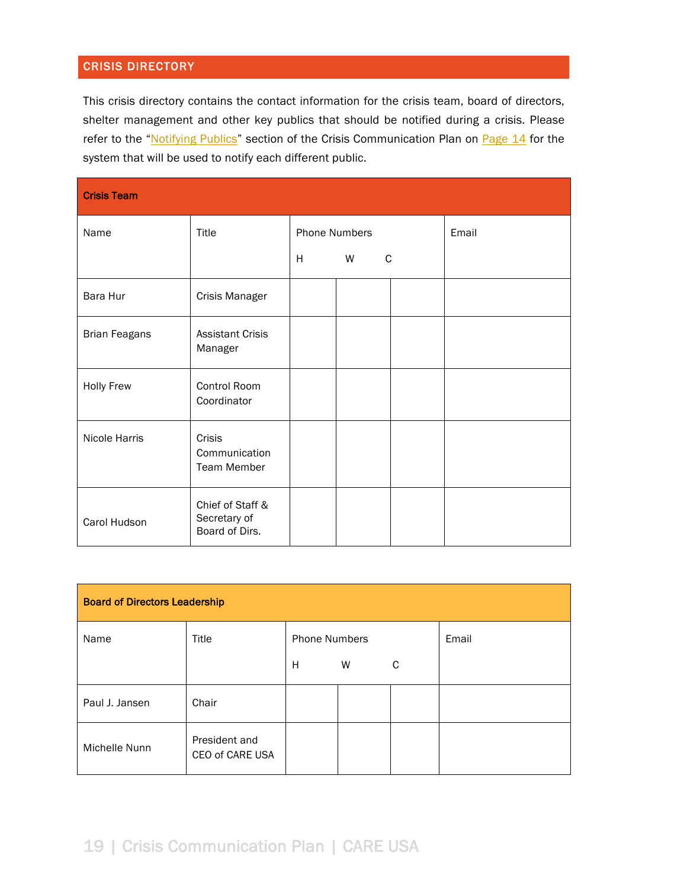## CRISIS DIRECTORY

This crisis directory contains the contact information for the crisis team, board of directors, shelter management and other key publics that should be notified during a crisis. Please refer to the "Notifying Publics" section of the Crisis Communication Plan on Page 14 for the system that will be used to notify each different public.

| Crisis Team | | | | | |
|---|---|---|---|---|---|
| Name | Title | Phone Numbers H | W | C | Email |
| Bara Hur | Crisis Manager | | | | |
| Brian Feagans | Assistant Crisis Manager | | | | |
| Holly Frew | Control Room Coordinator | | | | |
| Nicole Harris | Crisis Communication Team Member | | | | |
| Carol Hudson | Chief of Staff & Secretary of Board of Dirs. | | | | |

| Board of Directors Leadership | | | | | |
|---|---|---|---|---|---|
| Name | Title | Phone Numbers H | W | C | Email |
| Paul J. Jansen | Chair | | | | |
| Michelle Nunn | President and CEO of CARE USA | | | | |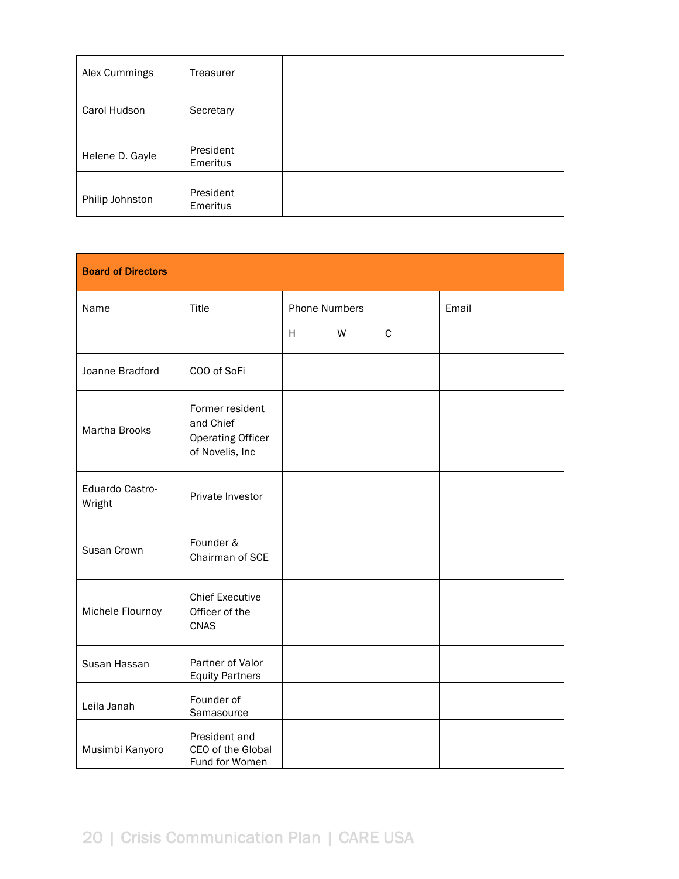| Alex Cummings | Treasurer | | | | |
|---|---|---|---|---|---|
| Carol Hudson | Secretary | | | | |
| Helene D. Gayle | President Emeritus | | | | |
| Philip Johnston | President Emeritus | | | | |

| **Board of Directors** | | | | | |
|---|---|---|---|---|---|
| Name | Title | Phone Numbers H | W | C | Email |
| Joanne Bradford | COO of SoFi | | | | |
| Martha Brooks | Former resident and Chief Operating Officer of Novelis, Inc | | | | |
| Eduardo Castro-Wright | Private Investor | | | | |
| Susan Crown | Founder & Chairman of SCE | | | | |
| Michele Flournoy | Chief Executive Officer of the CNAS | | | | |
| Susan Hassan | Partner of Valor Equity Partners | | | | |
| Leila Janah | Founder of Samasource | | | | |
| Musimbi Kanyoro | President and CEO of the Global Fund for Women | | | | |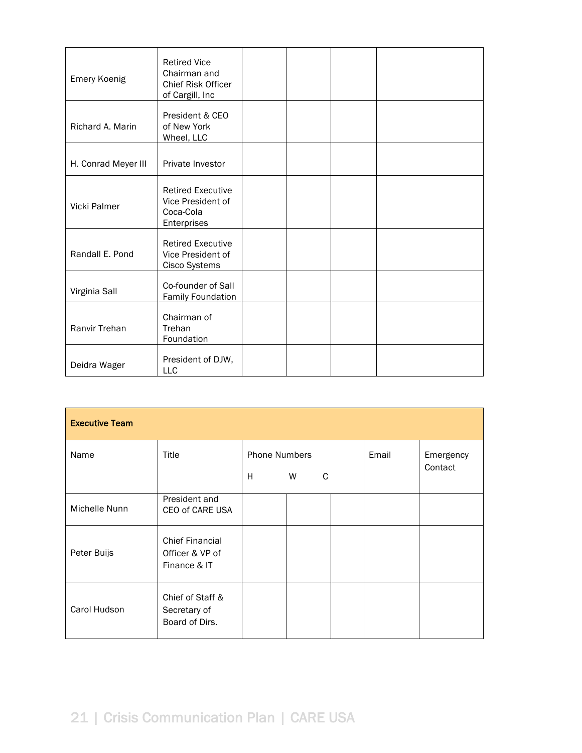| | | | | | |
|---|---|---|---|---|---|
| Emery Koenig | Retired Vice Chairman and Chief Risk Officer of Cargill, Inc | | | | |
| Richard A. Marin | President & CEO of New York Wheel, LLC | | | | |
| H. Conrad Meyer III | Private Investor | | | | |
| Vicki Palmer | Retired Executive Vice President of Coca-Cola Enterprises | | | | |
| Randall E. Pond | Retired Executive Vice President of Cisco Systems | | | | |
| Virginia Sall | Co-founder of Sall Family Foundation | | | | |
| Ranvir Trehan | Chairman of Trehan Foundation | | | | |
| Deidra Wager | President of DJW, LLC | | | | |

| **Executive Team** | | | | | | |
|---|---|---|---|---|---|---|
| Name | Title | Phone Numbers H | W | C | Email | Emergency Contact |
| Michelle Nunn | President and CEO of CARE USA | | | | | |
| Peter Buijs | Chief Financial Officer & VP of Finance & IT | | | | | |
| Carol Hudson | Chief of Staff & Secretary of Board of Dirs. | | | | | |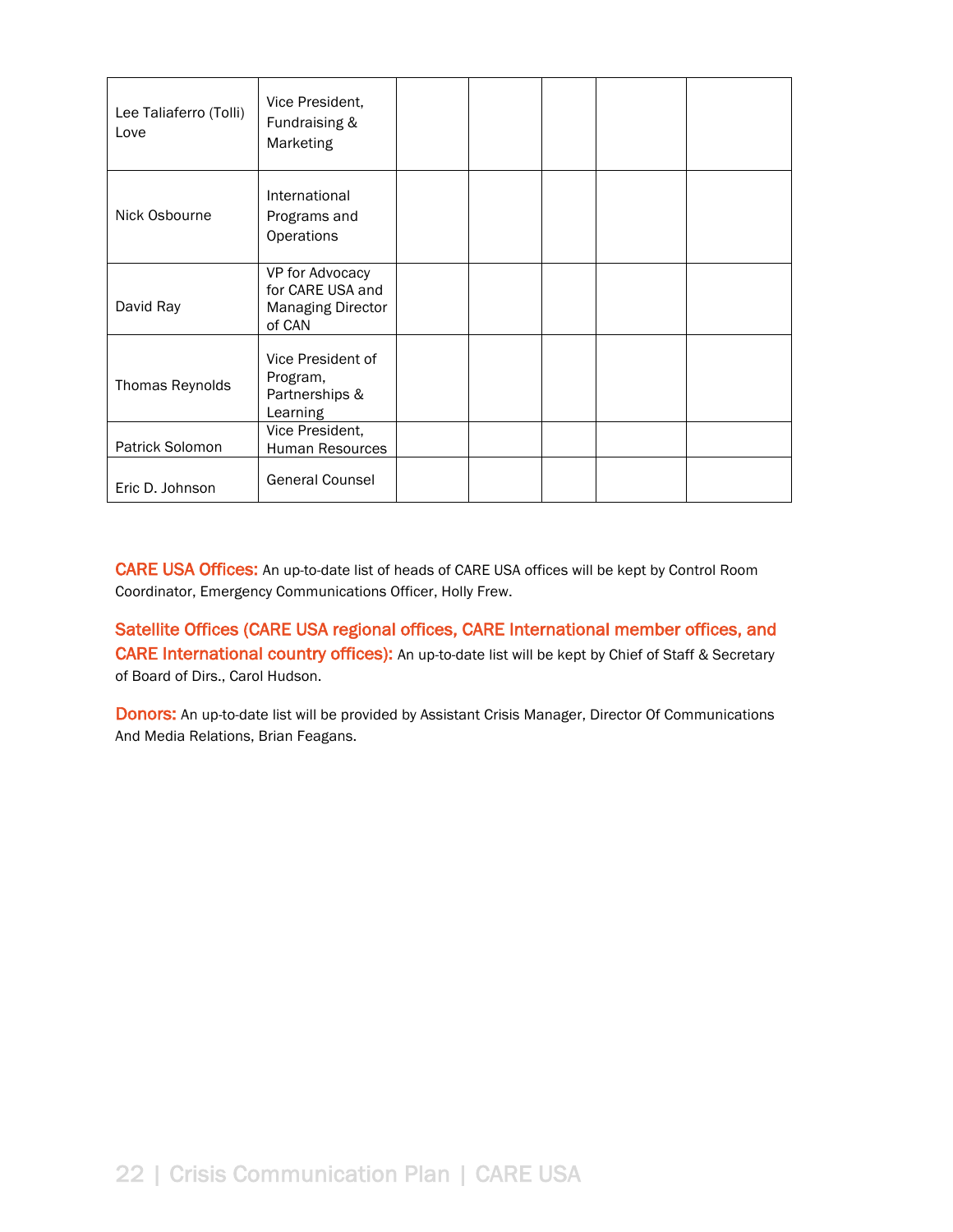| | | | | | | |
|---|---|---|---|---|---|---|
| Lee Taliaferro (Tolli) Love | Vice President, Fundraising & Marketing | | | | | |
| Nick Osbourne | International Programs and Operations | | | | | |
| David Ray | VP for Advocacy for CARE USA and Managing Director of CAN | | | | | |
| Thomas Reynolds | Vice President of Program, Partnerships & Learning | | | | | |
| Patrick Solomon | Vice President, Human Resources | | | | | |
| Eric D. Johnson | General Counsel | | | | | |

**CARE USA Offices:** An up-to-date list of heads of CARE USA offices will be kept by Control Room Coordinator, Emergency Communications Officer, Holly Frew.

**Satellite Offices (CARE USA regional offices, CARE International member offices, and CARE International country offices):** An up-to-date list will be kept by Chief of Staff & Secretary of Board of Dirs., Carol Hudson.

**Donors:** An up-to-date list will be provided by Assistant Crisis Manager, Director Of Communications And Media Relations, Brian Feagans.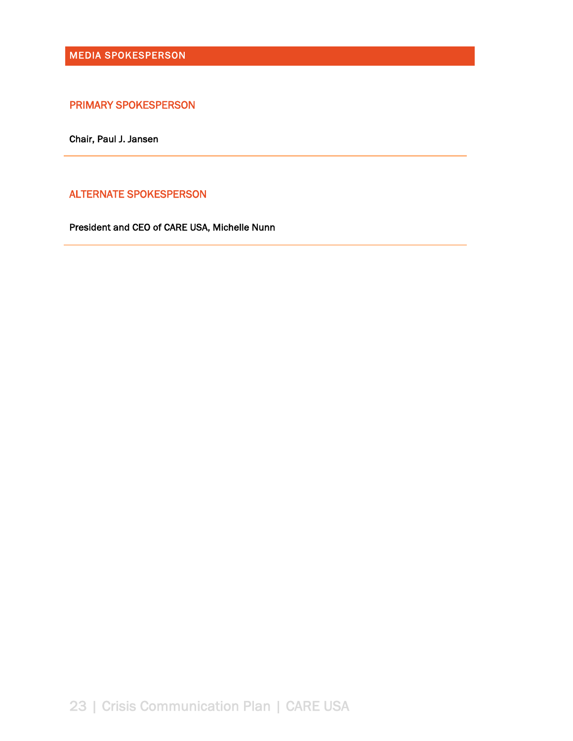## MEDIA SPOKESPERSON

### PRIMARY SPOKESPERSON

Chair, Paul J. Jansen

---

### ALTERNATE SPOKESPERSON

President and CEO of CARE USA, Michelle Nunn

---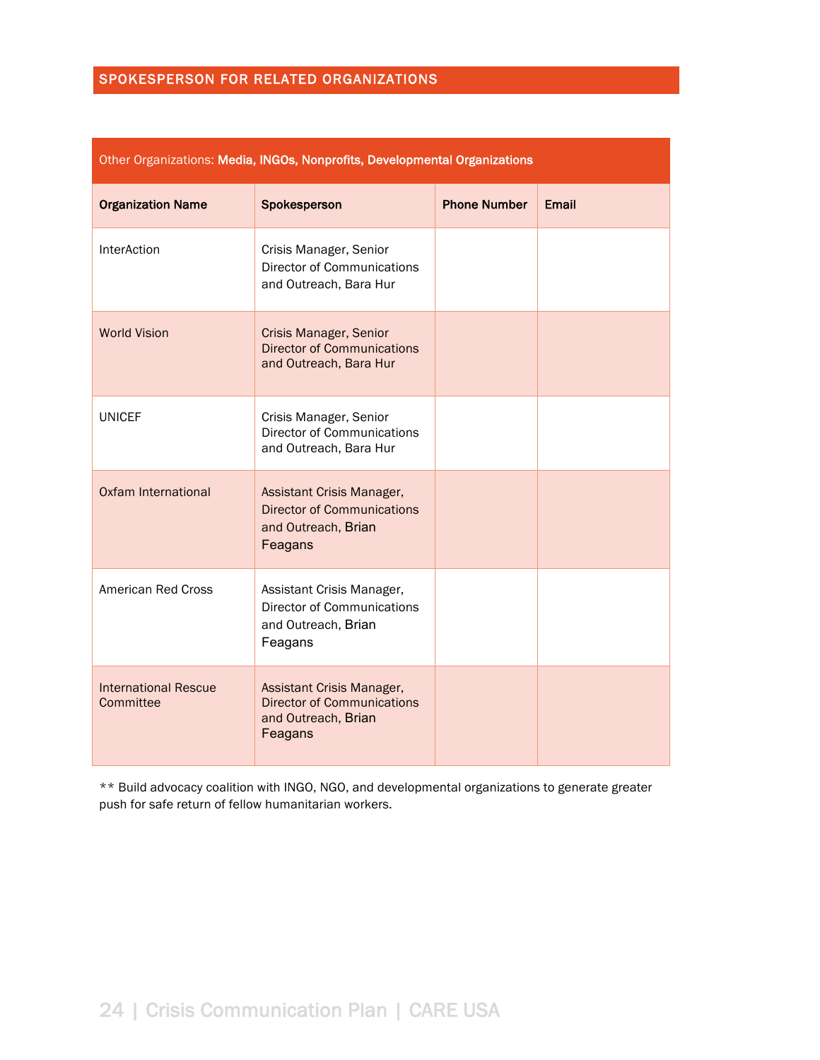## SPOKESPERSON FOR RELATED ORGANIZATIONS

| Other Organizations: **Media, INGOs, Nonprofits, Developmental Organizations** | | | |
|---|---|---|---|
| **Organization Name** | **Spokesperson** | **Phone Number** | **Email** |
| InterAction | Crisis Manager, Senior Director of Communications and Outreach, Bara Hur | | |
| World Vision | Crisis Manager, Senior Director of Communications and Outreach, Bara Hur | | |
| UNICEF | Crisis Manager, Senior Director of Communications and Outreach, Bara Hur | | |
| Oxfam International | Assistant Crisis Manager, Director of Communications and Outreach, Brian Feagans | | |
| American Red Cross | Assistant Crisis Manager, Director of Communications and Outreach, Brian Feagans | | |
| International Rescue Committee | Assistant Crisis Manager, Director of Communications and Outreach, Brian Feagans | | |

** Build advocacy coalition with INGO, NGO, and developmental organizations to generate greater push for safe return of fellow humanitarian workers.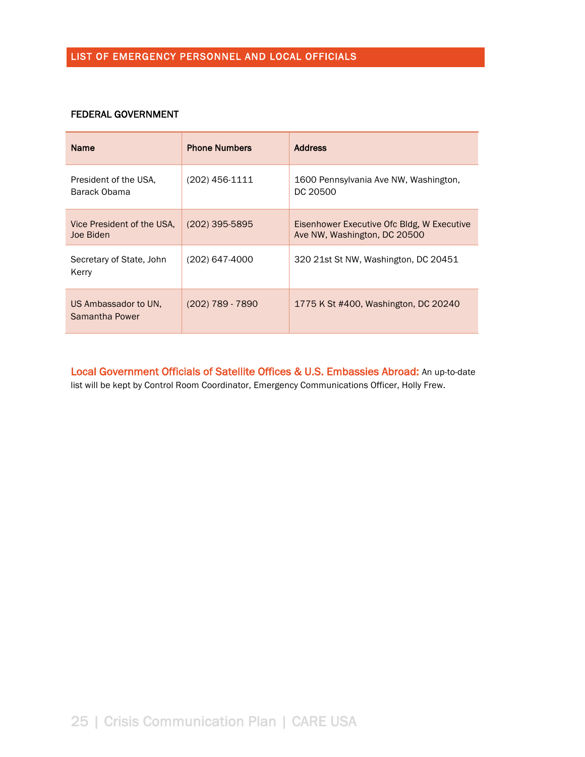## LIST OF EMERGENCY PERSONNEL AND LOCAL OFFICIALS

### FEDERAL GOVERNMENT

| Name | Phone Numbers | Address |
|---|---|---|
| President of the USA, Barack Obama | (202) 456-1111 | 1600 Pennsylvania Ave NW, Washington, DC 20500 |
| Vice President of the USA, Joe Biden | (202) 395-5895 | Eisenhower Executive Ofc Bldg, W Executive Ave NW, Washington, DC 20500 |
| Secretary of State, John Kerry | (202) 647-4000 | 320 21st St NW, Washington, DC 20451 |
| US Ambassador to UN, Samantha Power | (202) 789 - 7890 | 1775 K St #400, Washington, DC 20240 |

**Local Government Officials of Satellite Offices & U.S. Embassies Abroad:** An up-to-date list will be kept by Control Room Coordinator, Emergency Communications Officer, Holly Frew.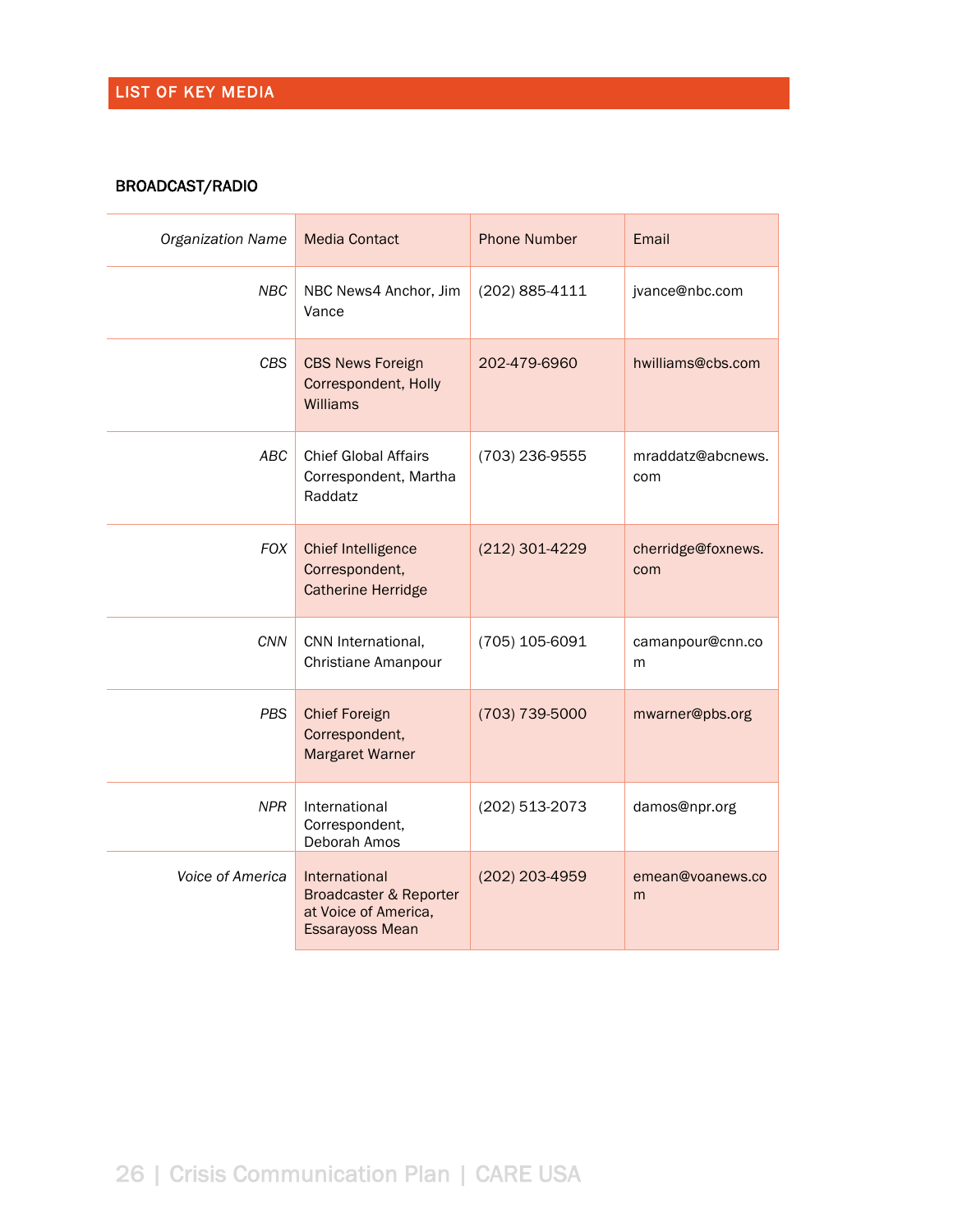## LIST OF KEY MEDIA

### BROADCAST/RADIO

| *Organization Name* | Media Contact | Phone Number | Email |
|---|---|---|---|
| *NBC* | NBC News4 Anchor, Jim Vance | (202) 885-4111 | jvance@nbc.com |
| *CBS* | CBS News Foreign Correspondent, Holly Williams | 202-479-6960 | hwilliams@cbs.com |
| *ABC* | Chief Global Affairs Correspondent, Martha Raddatz | (703) 236-9555 | mraddatz@abcnews.com |
| *FOX* | Chief Intelligence Correspondent, Catherine Herridge | (212) 301-4229 | cherridge@foxnews.com |
| *CNN* | CNN International, Christiane Amanpour | (705) 105-6091 | camanpour@cnn.com |
| *PBS* | Chief Foreign Correspondent, Margaret Warner | (703) 739-5000 | mwarner@pbs.org |
| *NPR* | International Correspondent, Deborah Amos | (202) 513-2073 | damos@npr.org |
| *Voice of America* | International Broadcaster & Reporter at Voice of America, Essarayoss Mean | (202) 203-4959 | emean@voanews.com |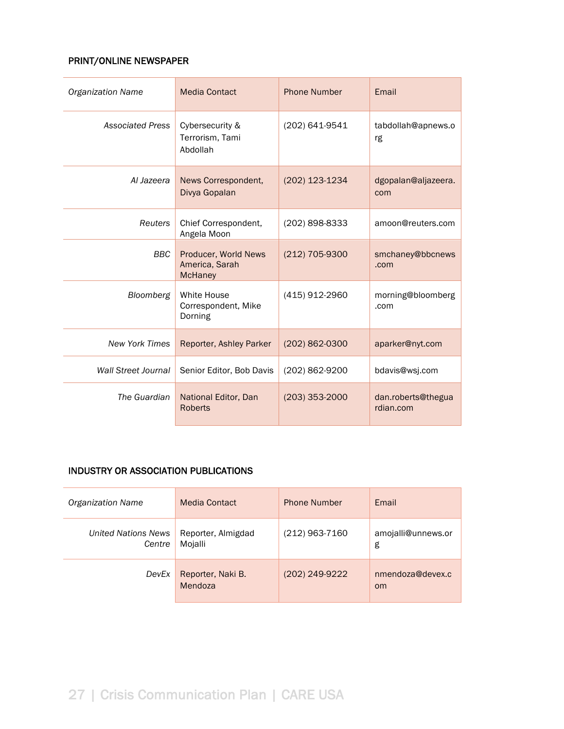### PRINT/ONLINE NEWSPAPER

| *Organization Name* | Media Contact | Phone Number | Email |
|---|---|---|---|
| *Associated Press* | Cybersecurity & Terrorism, Tami Abdollah | (202) 641-9541 | tabdollah@apnews.org |
| *Al Jazeera* | News Correspondent, Divya Gopalan | (202) 123-1234 | dgopalan@aljazeera.com |
| *Reuters* | Chief Correspondent, Angela Moon | (202) 898-8333 | amoon@reuters.com |
| *BBC* | Producer, World News America, Sarah McHaney | (212) 705-9300 | smchaney@bbcnews.com |
| *Bloomberg* | White House Correspondent, Mike Dorning | (415) 912-2960 | morning@bloomberg.com |
| *New York Times* | Reporter, Ashley Parker | (202) 862-0300 | aparker@nyt.com |
| *Wall Street Journal* | Senior Editor, Bob Davis | (202) 862-9200 | bdavis@wsj.com |
| *The Guardian* | National Editor, Dan Roberts | (203) 353-2000 | dan.roberts@theguardian.com |

### INDUSTRY OR ASSOCIATION PUBLICATIONS

| *Organization Name* | Media Contact | Phone Number | Email |
|---|---|---|---|
| *United Nations News Centre* | Reporter, Almigdad Mojalli | (212) 963-7160 | amojalli@unnews.org |
| *DevEx* | Reporter, Naki B. Mendoza | (202) 249-9222 | nmendoza@devex.com |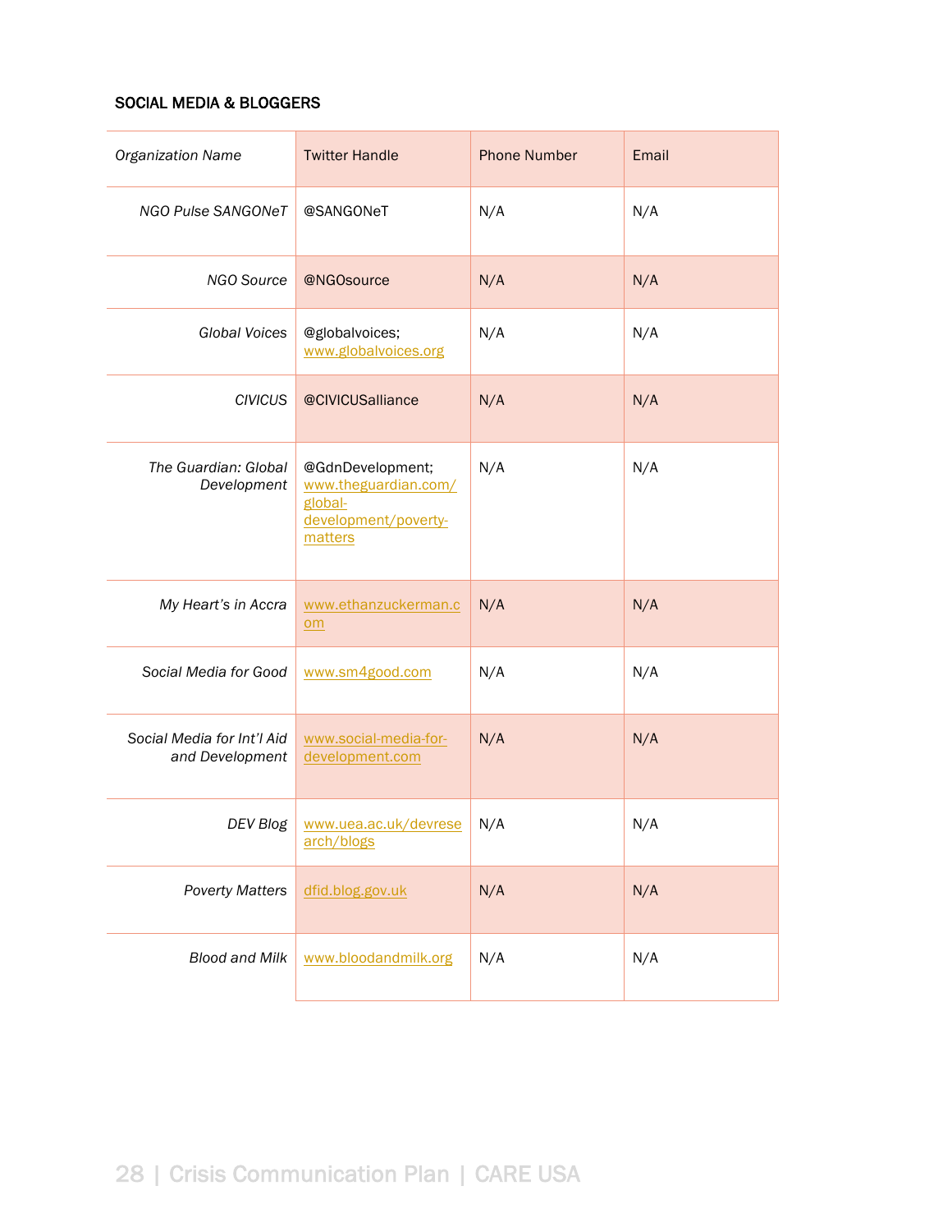### SOCIAL MEDIA & BLOGGERS

| *Organization Name* | Twitter Handle | Phone Number | Email |
|---|---|---|---|
| *NGO Pulse SANGONeT* | @SANGONeT | N/A | N/A |
| *NGO Source* | @NGOsource | N/A | N/A |
| *Global Voices* | @globalvoices; www.globalvoices.org | N/A | N/A |
| *CIVICUS* | @CIVICUSalliance | N/A | N/A |
| *The Guardian: Global Development* | @GdnDevelopment; www.theguardian.com/global-development/poverty-matters | N/A | N/A |
| *My Heart's in Accra* | www.ethanzuckerman.com | N/A | N/A |
| *Social Media for Good* | www.sm4good.com | N/A | N/A |
| *Social Media for Int'l Aid and Development* | www.social-media-for-development.com | N/A | N/A |
| *DEV Blog* | www.uea.ac.uk/devresearch/blogs | N/A | N/A |
| *Poverty Matters* | dfid.blog.gov.uk | N/A | N/A |
| *Blood and Milk* | www.bloodandmilk.org | N/A | N/A |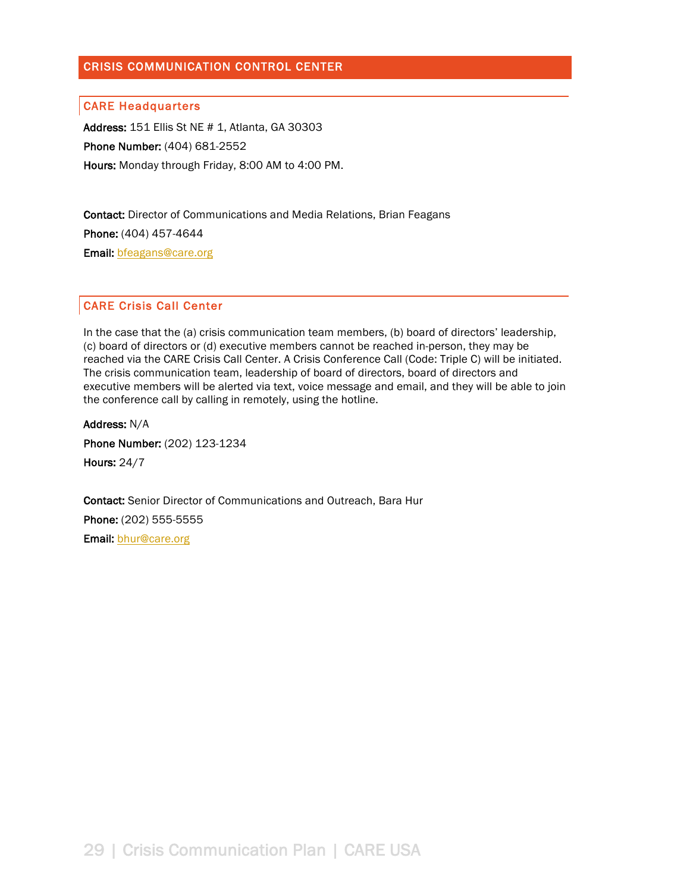## CRISIS COMMUNICATION CONTROL CENTER

### CARE Headquarters

**Address:** 151 Ellis St NE # 1, Atlanta, GA 30303

**Phone Number:** (404) 681-2552

**Hours:** Monday through Friday, 8:00 AM to 4:00 PM.

**Contact:** Director of Communications and Media Relations, Brian Feagans

**Phone:** (404) 457-4644

**Email:** bfeagans@care.org

### CARE Crisis Call Center

In the case that the (a) crisis communication team members, (b) board of directors' leadership, (c) board of directors or (d) executive members cannot be reached in-person, they may be reached via the CARE Crisis Call Center. A Crisis Conference Call (Code: Triple C) will be initiated. The crisis communication team, leadership of board of directors, board of directors and executive members will be alerted via text, voice message and email, and they will be able to join the conference call by calling in remotely, using the hotline.

**Address:** N/A

**Phone Number:** (202) 123-1234

**Hours:** 24/7

**Contact:** Senior Director of Communications and Outreach, Bara Hur

**Phone:** (202) 555-5555

**Email:** bhur@care.org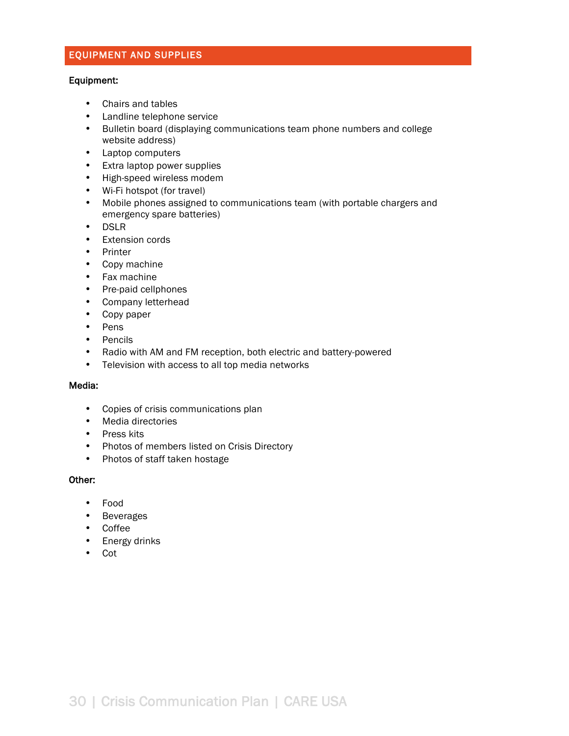## EQUIPMENT AND SUPPLIES

**Equipment:**

- Chairs and tables
- Landline telephone service
- Bulletin board (displaying communications team phone numbers and college website address)
- Laptop computers
- Extra laptop power supplies
- High-speed wireless modem
- Wi-Fi hotspot (for travel)
- Mobile phones assigned to communications team (with portable chargers and emergency spare batteries)
- DSLR
- Extension cords
- Printer
- Copy machine
- Fax machine
- Pre-paid cellphones
- Company letterhead
- Copy paper
- Pens
- Pencils
- Radio with AM and FM reception, both electric and battery-powered
- Television with access to all top media networks

**Media:**

- Copies of crisis communications plan
- Media directories
- Press kits
- Photos of members listed on Crisis Directory
- Photos of staff taken hostage

**Other:**

- Food
- Beverages
- Coffee
- Energy drinks
- Cot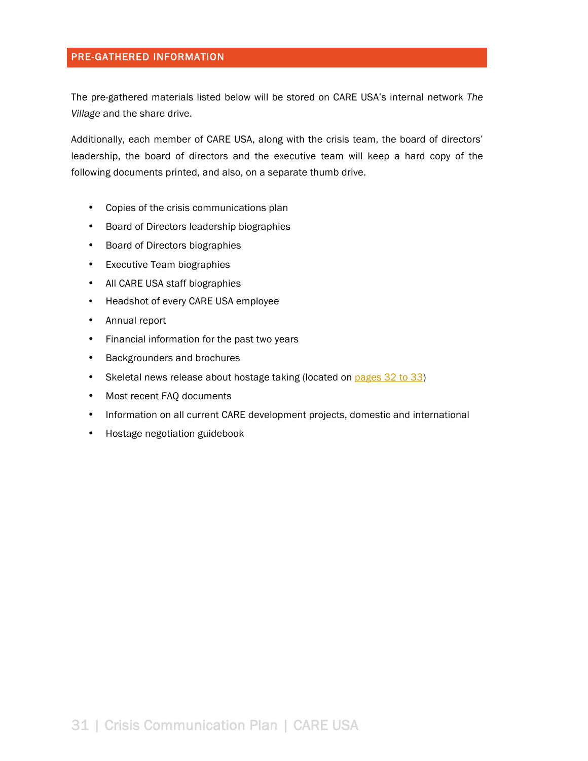## PRE-GATHERED INFORMATION

The pre-gathered materials listed below will be stored on CARE USA's internal network *The Village* and the share drive.

Additionally, each member of CARE USA, along with the crisis team, the board of directors' leadership, the board of directors and the executive team will keep a hard copy of the following documents printed, and also, on a separate thumb drive.

- Copies of the crisis communications plan
- Board of Directors leadership biographies
- Board of Directors biographies
- Executive Team biographies
- All CARE USA staff biographies
- Headshot of every CARE USA employee
- Annual report
- Financial information for the past two years
- Backgrounders and brochures
- Skeletal news release about hostage taking (located on pages 32 to 33)
- Most recent FAQ documents
- Information on all current CARE development projects, domestic and international
- Hostage negotiation guidebook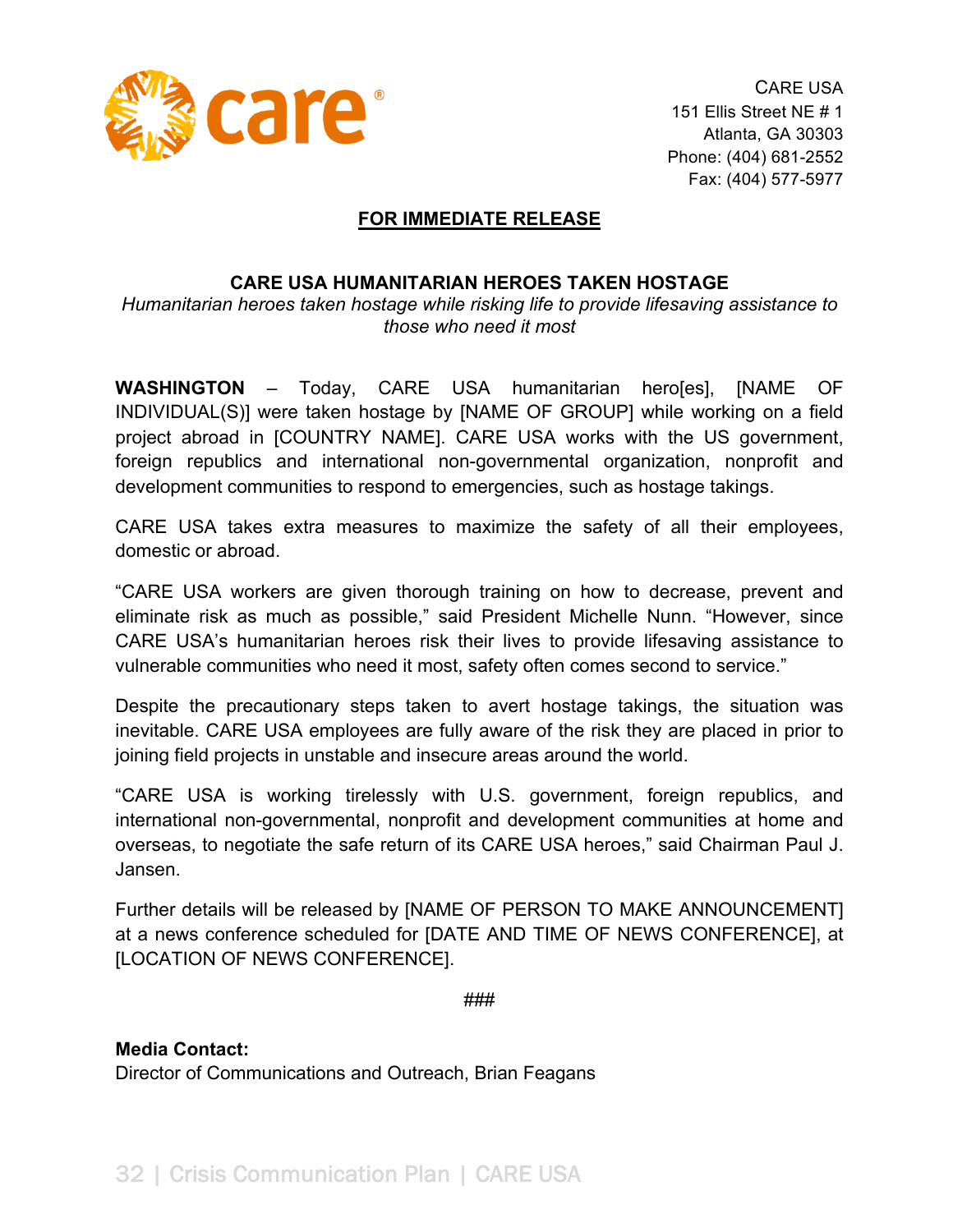CARE USA
151 Ellis Street NE # 1
Atlanta, GA 30303
Phone: (404) 681-2552
Fax: (404) 577-5977

**FOR IMMEDIATE RELEASE**

**CARE USA HUMANITARIAN HEROES TAKEN HOSTAGE**

*Humanitarian heroes taken hostage while risking life to provide lifesaving assistance to those who need it most*

**WASHINGTON** – Today, CARE USA humanitarian hero[es], [NAME OF INDIVIDUAL(S)] were taken hostage by [NAME OF GROUP] while working on a field project abroad in [COUNTRY NAME]. CARE USA works with the US government, foreign republics and international non-governmental organization, nonprofit and development communities to respond to emergencies, such as hostage takings.

CARE USA takes extra measures to maximize the safety of all their employees, domestic or abroad.

"CARE USA workers are given thorough training on how to decrease, prevent and eliminate risk as much as possible," said President Michelle Nunn. "However, since CARE USA's humanitarian heroes risk their lives to provide lifesaving assistance to vulnerable communities who need it most, safety often comes second to service."

Despite the precautionary steps taken to avert hostage takings, the situation was inevitable. CARE USA employees are fully aware of the risk they are placed in prior to joining field projects in unstable and insecure areas around the world.

"CARE USA is working tirelessly with U.S. government, foreign republics, and international non-governmental, nonprofit and development communities at home and overseas, to negotiate the safe return of its CARE USA heroes," said Chairman Paul J. Jansen.

Further details will be released by [NAME OF PERSON TO MAKE ANNOUNCEMENT] at a news conference scheduled for [DATE AND TIME OF NEWS CONFERENCE], at [LOCATION OF NEWS CONFERENCE].

###

**Media Contact:**
Director of Communications and Outreach, Brian Feagans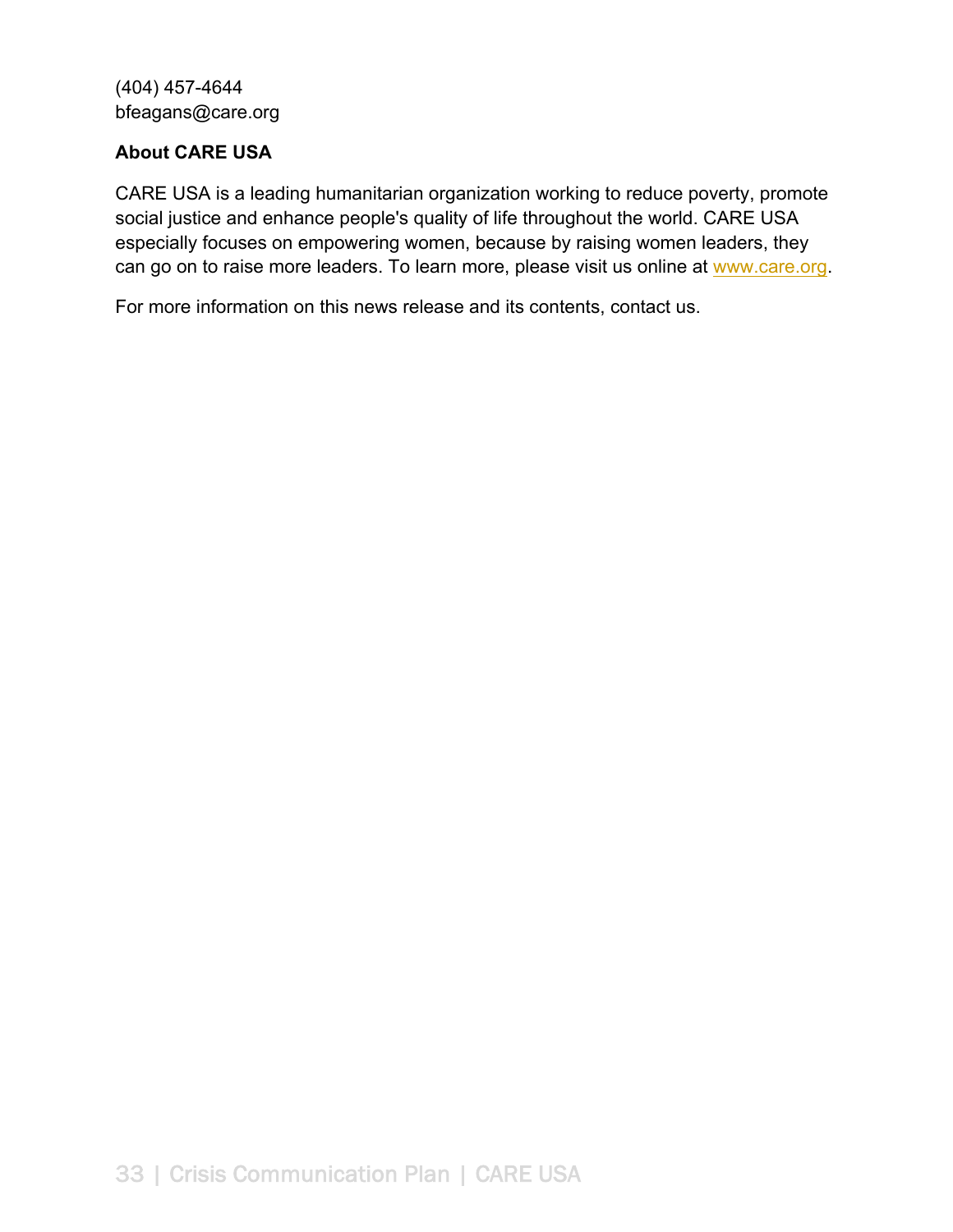(404) 457-4644
bfeagans@care.org

**About CARE USA**

CARE USA is a leading humanitarian organization working to reduce poverty, promote social justice and enhance people's quality of life throughout the world. CARE USA especially focuses on empowering women, because by raising women leaders, they can go on to raise more leaders. To learn more, please visit us online at [www.care.org](http://www.care.org).

For more information on this news release and its contents, contact us.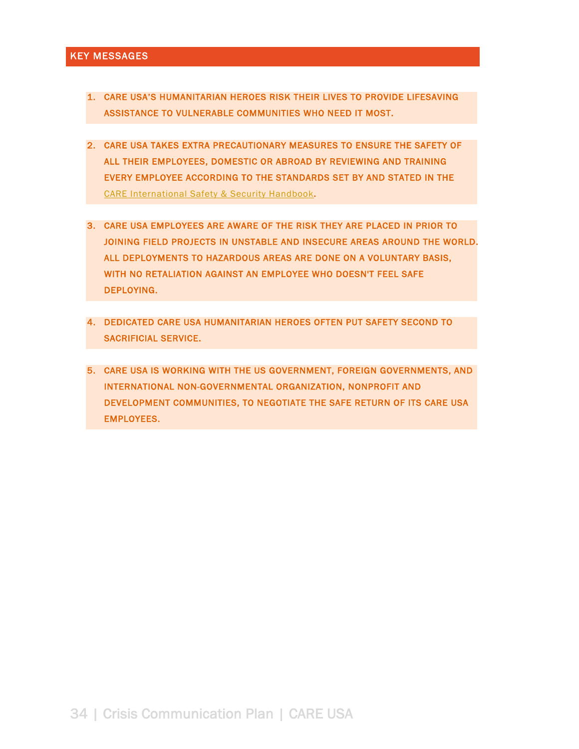## KEY MESSAGES

1. **CARE USA'S HUMANITARIAN HEROES RISK THEIR LIVES TO PROVIDE LIFESAVING ASSISTANCE TO VULNERABLE COMMUNITIES WHO NEED IT MOST.**

2. **CARE USA TAKES EXTRA PRECAUTIONARY MEASURES TO ENSURE THE SAFETY OF ALL THEIR EMPLOYEES, DOMESTIC OR ABROAD BY REVIEWING AND TRAINING EVERY EMPLOYEE ACCORDING TO THE STANDARDS SET BY AND STATED IN THE** CARE International Safety & Security Handbook.

3. **CARE USA EMPLOYEES ARE AWARE OF THE RISK THEY ARE PLACED IN PRIOR TO JOINING FIELD PROJECTS IN UNSTABLE AND INSECURE AREAS AROUND THE WORLD. ALL DEPLOYMENTS TO HAZARDOUS AREAS ARE DONE ON A VOLUNTARY BASIS, WITH NO RETALIATION AGAINST AN EMPLOYEE WHO DOESN'T FEEL SAFE DEPLOYING.**

4. **DEDICATED CARE USA HUMANITARIAN HEROES OFTEN PUT SAFETY SECOND TO SACRIFICIAL SERVICE.**

5. **CARE USA IS WORKING WITH THE US GOVERNMENT, FOREIGN GOVERNMENTS, AND INTERNATIONAL NON-GOVERNMENTAL ORGANIZATION, NONPROFIT AND DEVELOPMENT COMMUNITIES, TO NEGOTIATE THE SAFE RETURN OF ITS CARE USA EMPLOYEES.**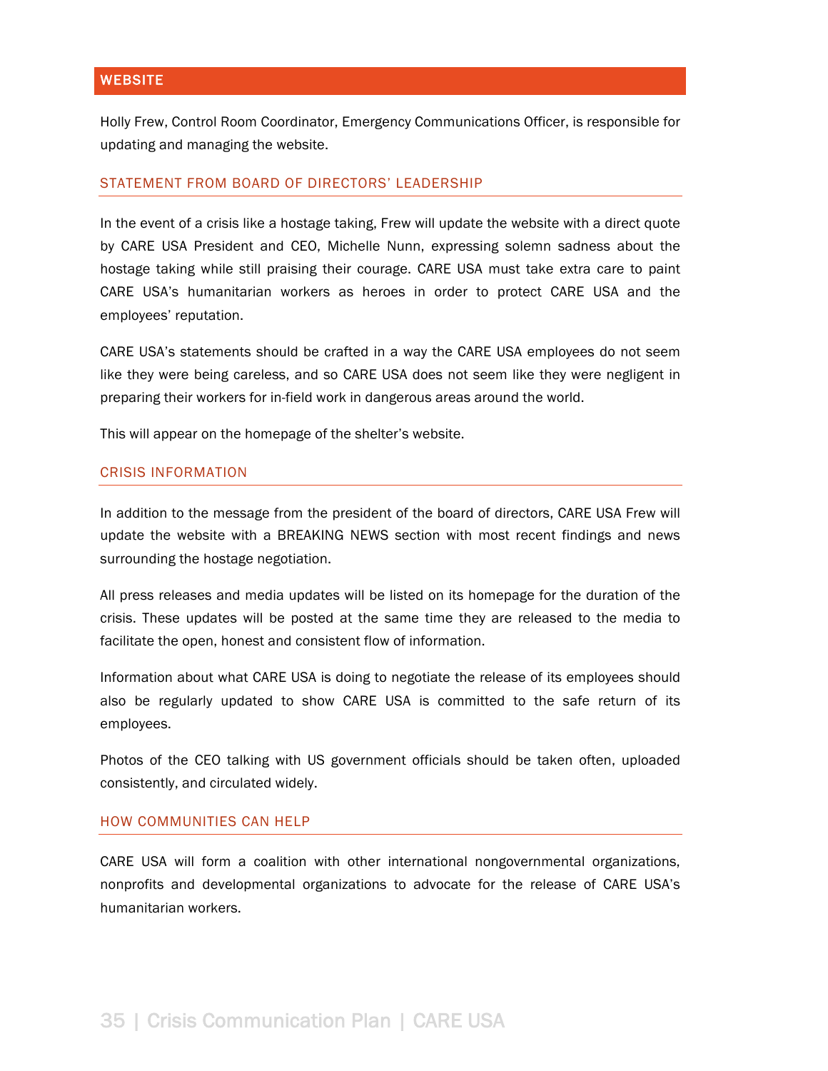## WEBSITE

Holly Frew, Control Room Coordinator, Emergency Communications Officer, is responsible for updating and managing the website.

### STATEMENT FROM BOARD OF DIRECTORS' LEADERSHIP

In the event of a crisis like a hostage taking, Frew will update the website with a direct quote by CARE USA President and CEO, Michelle Nunn, expressing solemn sadness about the hostage taking while still praising their courage. CARE USA must take extra care to paint CARE USA's humanitarian workers as heroes in order to protect CARE USA and the employees' reputation.

CARE USA's statements should be crafted in a way the CARE USA employees do not seem like they were being careless, and so CARE USA does not seem like they were negligent in preparing their workers for in-field work in dangerous areas around the world.

This will appear on the homepage of the shelter's website.

### CRISIS INFORMATION

In addition to the message from the president of the board of directors, CARE USA Frew will update the website with a BREAKING NEWS section with most recent findings and news surrounding the hostage negotiation.

All press releases and media updates will be listed on its homepage for the duration of the crisis. These updates will be posted at the same time they are released to the media to facilitate the open, honest and consistent flow of information.

Information about what CARE USA is doing to negotiate the release of its employees should also be regularly updated to show CARE USA is committed to the safe return of its employees.

Photos of the CEO talking with US government officials should be taken often, uploaded consistently, and circulated widely.

### HOW COMMUNITIES CAN HELP

CARE USA will form a coalition with other international nongovernmental organizations, nonprofits and developmental organizations to advocate for the release of CARE USA's humanitarian workers.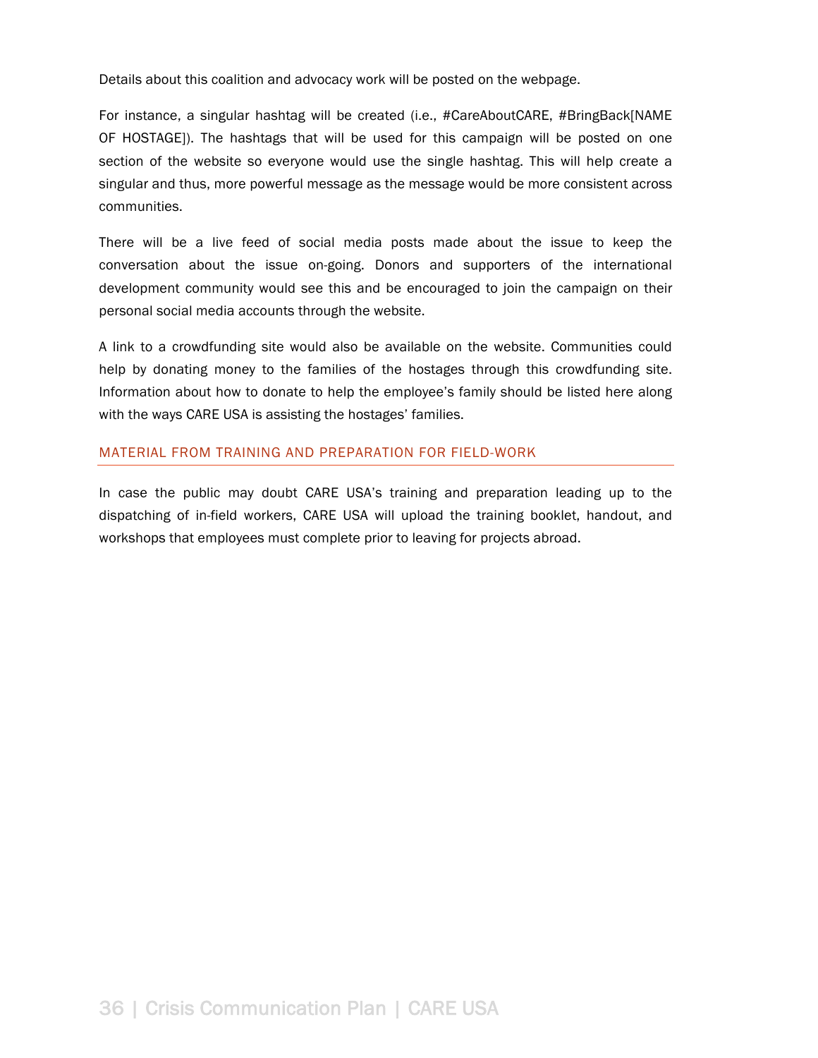Details about this coalition and advocacy work will be posted on the webpage.

For instance, a singular hashtag will be created (i.e., #CareAboutCARE, #BringBack[NAME OF HOSTAGE]). The hashtags that will be used for this campaign will be posted on one section of the website so everyone would use the single hashtag. This will help create a singular and thus, more powerful message as the message would be more consistent across communities.

There will be a live feed of social media posts made about the issue to keep the conversation about the issue on-going. Donors and supporters of the international development community would see this and be encouraged to join the campaign on their personal social media accounts through the website.

A link to a crowdfunding site would also be available on the website. Communities could help by donating money to the families of the hostages through this crowdfunding site. Information about how to donate to help the employee's family should be listed here along with the ways CARE USA is assisting the hostages' families.

## MATERIAL FROM TRAINING AND PREPARATION FOR FIELD-WORK

In case the public may doubt CARE USA's training and preparation leading up to the dispatching of in-field workers, CARE USA will upload the training booklet, handout, and workshops that employees must complete prior to leaving for projects abroad.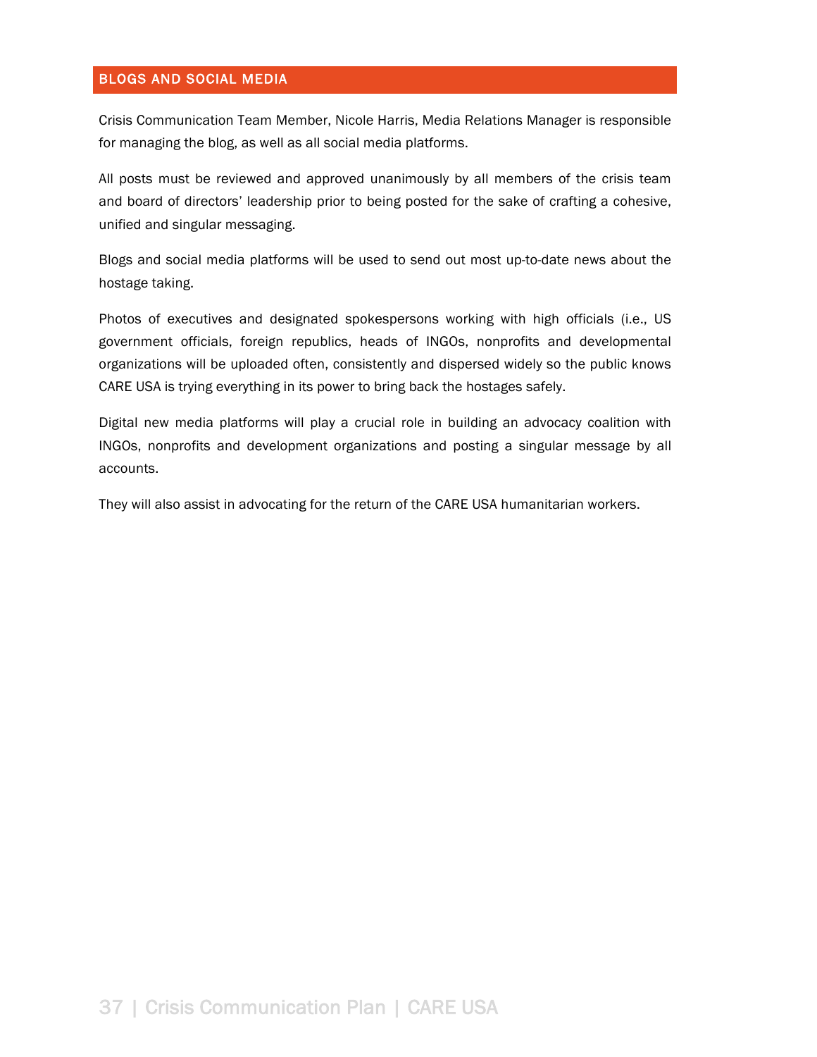## BLOGS AND SOCIAL MEDIA

Crisis Communication Team Member, Nicole Harris, Media Relations Manager is responsible for managing the blog, as well as all social media platforms.

All posts must be reviewed and approved unanimously by all members of the crisis team and board of directors' leadership prior to being posted for the sake of crafting a cohesive, unified and singular messaging.

Blogs and social media platforms will be used to send out most up-to-date news about the hostage taking.

Photos of executives and designated spokespersons working with high officials (i.e., US government officials, foreign republics, heads of INGOs, nonprofits and developmental organizations will be uploaded often, consistently and dispersed widely so the public knows CARE USA is trying everything in its power to bring back the hostages safely.

Digital new media platforms will play a crucial role in building an advocacy coalition with INGOs, nonprofits and development organizations and posting a singular message by all accounts.

They will also assist in advocating for the return of the CARE USA humanitarian workers.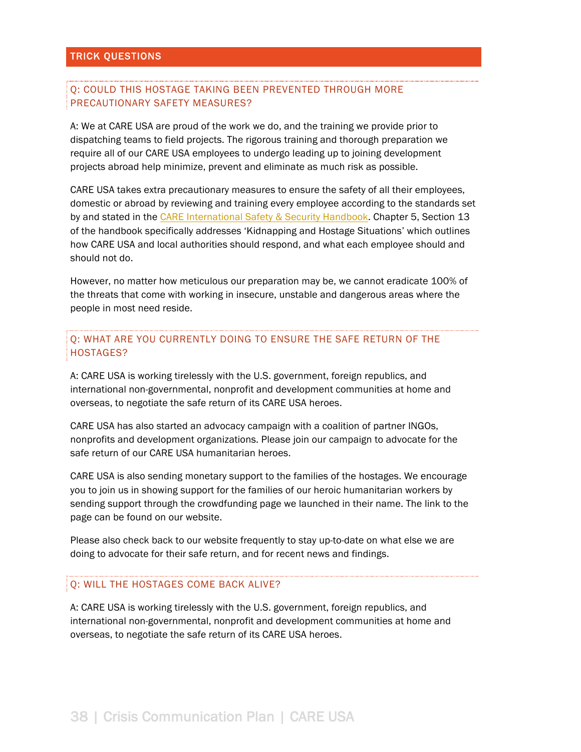## TRICK QUESTIONS

### Q: COULD THIS HOSTAGE TAKING BEEN PREVENTED THROUGH MORE PRECAUTIONARY SAFETY MEASURES?

A: We at CARE USA are proud of the work we do, and the training we provide prior to dispatching teams to field projects. The rigorous training and thorough preparation we require all of our CARE USA employees to undergo leading up to joining development projects abroad help minimize, prevent and eliminate as much risk as possible.

CARE USA takes extra precautionary measures to ensure the safety of all their employees, domestic or abroad by reviewing and training every employee according to the standards set by and stated in the CARE International Safety & Security Handbook. Chapter 5, Section 13 of the handbook specifically addresses 'Kidnapping and Hostage Situations' which outlines how CARE USA and local authorities should respond, and what each employee should and should not do.

However, no matter how meticulous our preparation may be, we cannot eradicate 100% of the threats that come with working in insecure, unstable and dangerous areas where the people in most need reside.

### Q: WHAT ARE YOU CURRENTLY DOING TO ENSURE THE SAFE RETURN OF THE HOSTAGES?

A: CARE USA is working tirelessly with the U.S. government, foreign republics, and international non-governmental, nonprofit and development communities at home and overseas, to negotiate the safe return of its CARE USA heroes.

CARE USA has also started an advocacy campaign with a coalition of partner INGOs, nonprofits and development organizations. Please join our campaign to advocate for the safe return of our CARE USA humanitarian heroes.

CARE USA is also sending monetary support to the families of the hostages. We encourage you to join us in showing support for the families of our heroic humanitarian workers by sending support through the crowdfunding page we launched in their name. The link to the page can be found on our website.

Please also check back to our website frequently to stay up-to-date on what else we are doing to advocate for their safe return, and for recent news and findings.

### Q: WILL THE HOSTAGES COME BACK ALIVE?

A: CARE USA is working tirelessly with the U.S. government, foreign republics, and international non-governmental, nonprofit and development communities at home and overseas, to negotiate the safe return of its CARE USA heroes.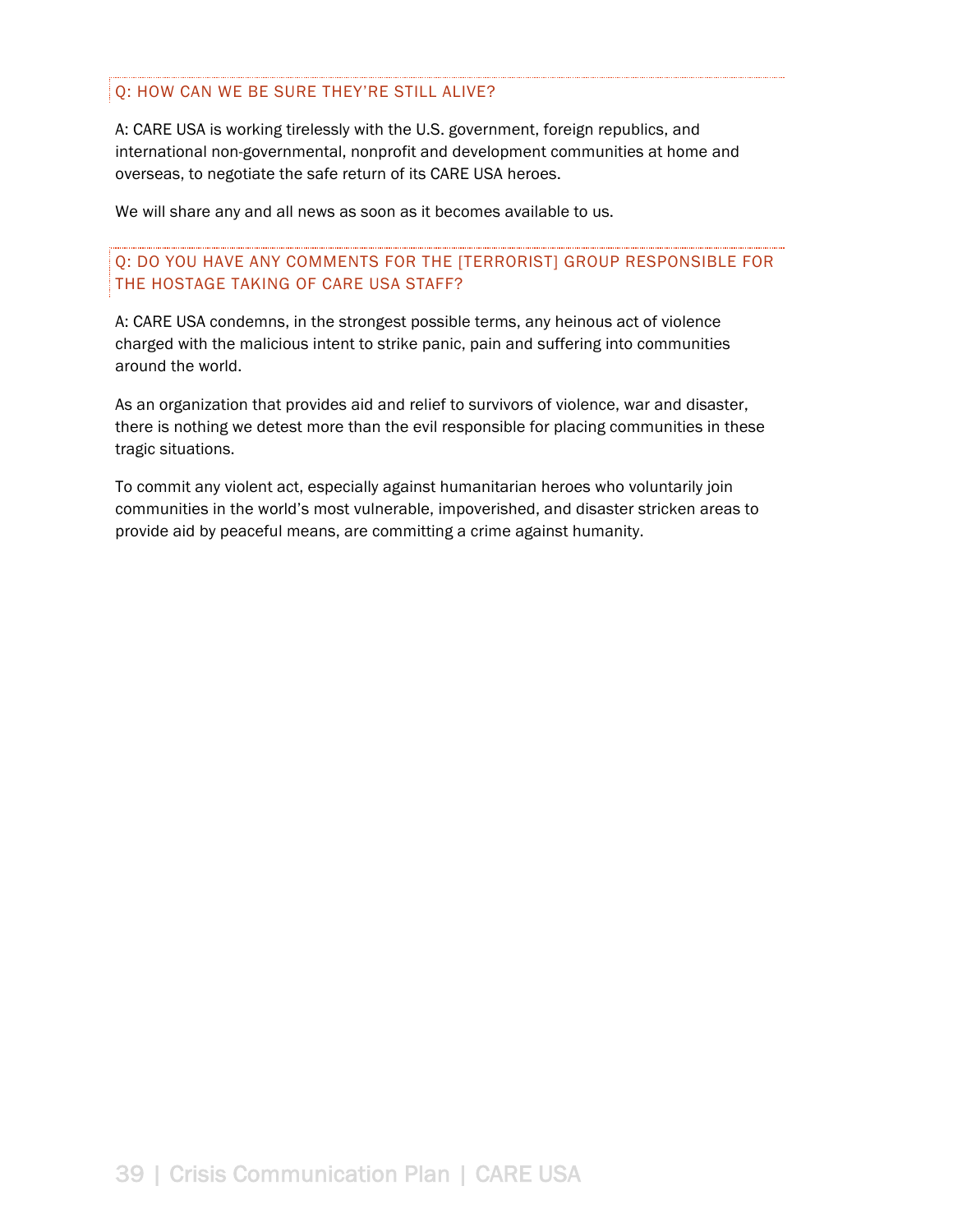### Q: HOW CAN WE BE SURE THEY'RE STILL ALIVE?

A: CARE USA is working tirelessly with the U.S. government, foreign republics, and international non-governmental, nonprofit and development communities at home and overseas, to negotiate the safe return of its CARE USA heroes.

We will share any and all news as soon as it becomes available to us.

### Q: DO YOU HAVE ANY COMMENTS FOR THE [TERRORIST] GROUP RESPONSIBLE FOR THE HOSTAGE TAKING OF CARE USA STAFF?

A: CARE USA condemns, in the strongest possible terms, any heinous act of violence charged with the malicious intent to strike panic, pain and suffering into communities around the world.

As an organization that provides aid and relief to survivors of violence, war and disaster, there is nothing we detest more than the evil responsible for placing communities in these tragic situations.

To commit any violent act, especially against humanitarian heroes who voluntarily join communities in the world's most vulnerable, impoverished, and disaster stricken areas to provide aid by peaceful means, are committing a crime against humanity.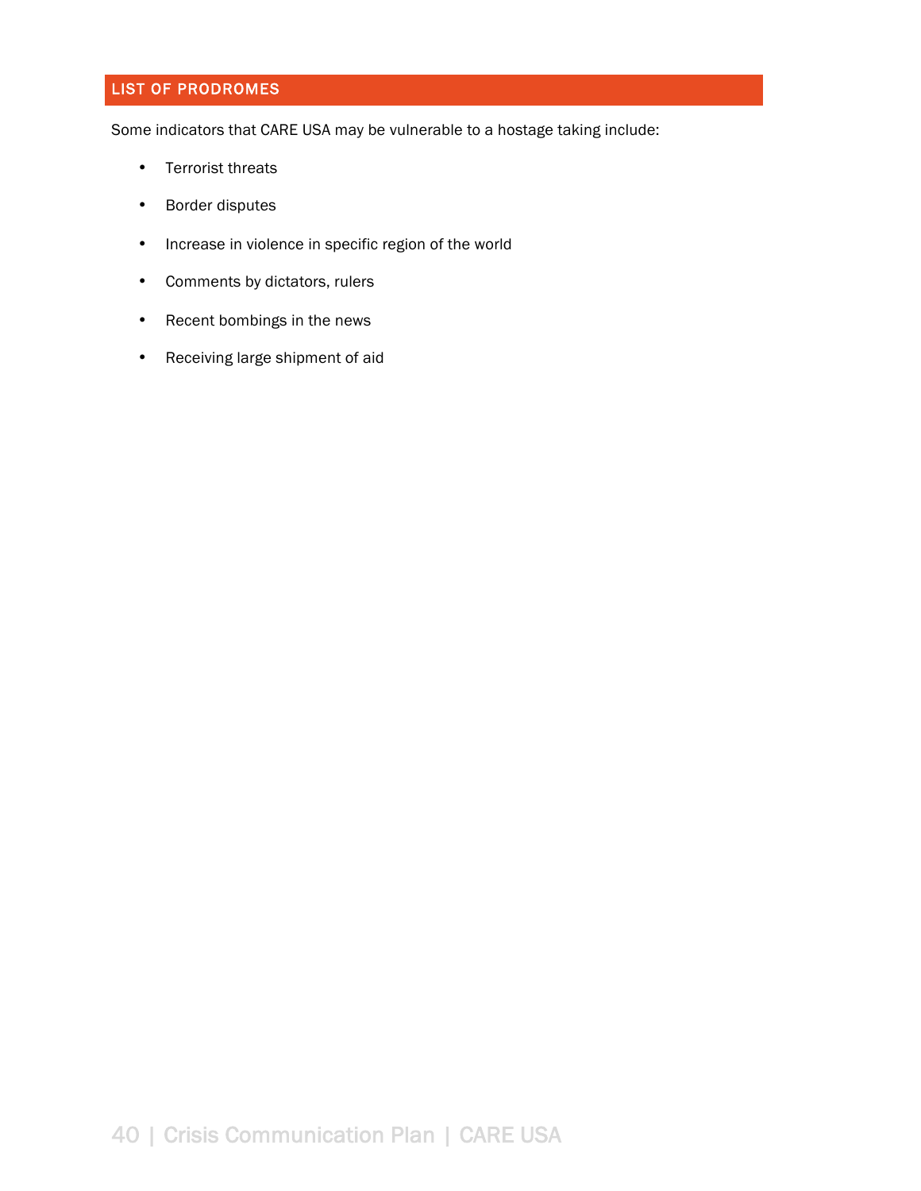## LIST OF PRODROMES

Some indicators that CARE USA may be vulnerable to a hostage taking include:

- Terrorist threats
- Border disputes
- Increase in violence in specific region of the world
- Comments by dictators, rulers
- Recent bombings in the news
- Receiving large shipment of aid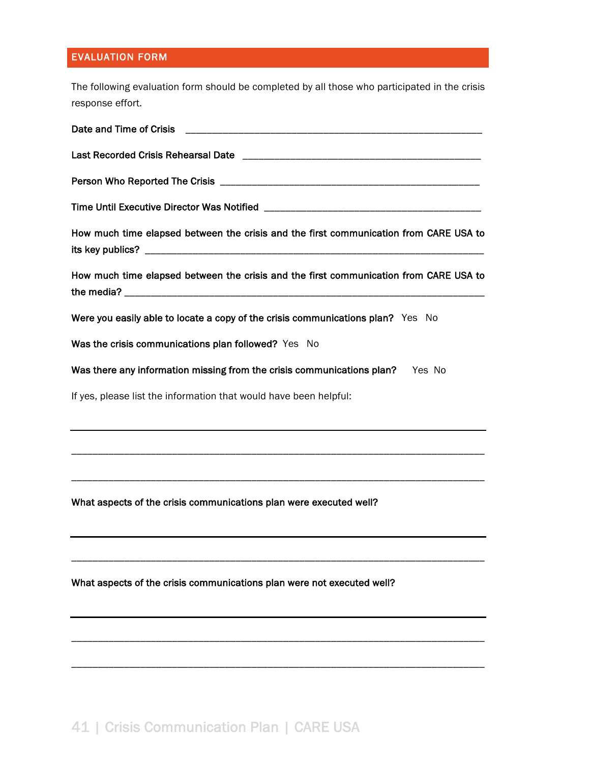## EVALUATION FORM

The following evaluation form should be completed by all those who participated in the crisis response effort.

**Date and Time of Crisis** ____________________________________________

**Last Recorded Crisis Rehearsal Date** ____________________________________________

**Person Who Reported The Crisis** ____________________________________________

**Time Until Executive Director Was Notified** ____________________________________________

**How much time elapsed between the crisis and the first communication from CARE USA to its key publics?** ____________________________________________

**How much time elapsed between the crisis and the first communication from CARE USA to the media?** ____________________________________________

**Were you easily able to locate a copy of the crisis communications plan?** Yes No

**Was the crisis communications plan followed?** Yes No

**Was there any information missing from the crisis communications plan?** Yes No

If yes, please list the information that would have been helpful:

______________________________________________________________________________

______________________________________________________________________________

______________________________________________________________________________

**What aspects of the crisis communications plan were executed well?**

______________________________________________________________________________

______________________________________________________________________________

**What aspects of the crisis communications plan were not executed well?**

______________________________________________________________________________

______________________________________________________________________________

______________________________________________________________________________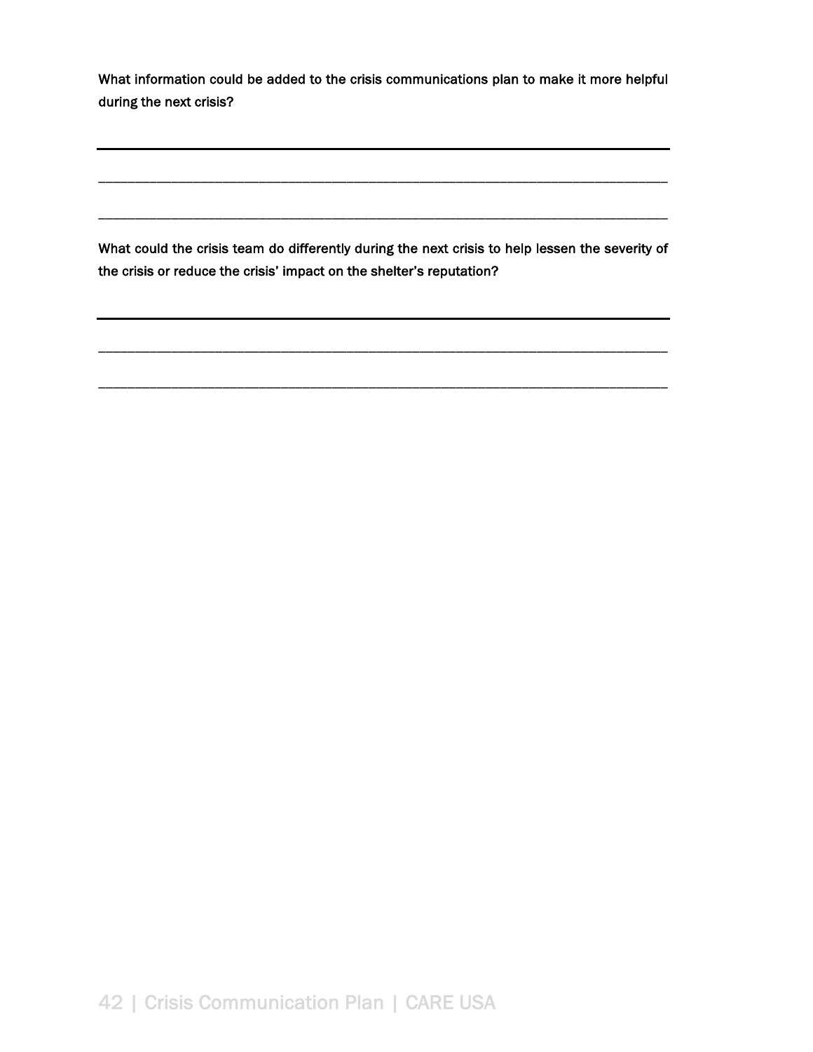What information could be added to the crisis communications plan to make it more helpful during the next crisis?

---

______________________________________________________________________________

______________________________________________________________________________

What could the crisis team do differently during the next crisis to help lessen the severity of the crisis or reduce the crisis' impact on the shelter's reputation?

---

______________________________________________________________________________

______________________________________________________________________________